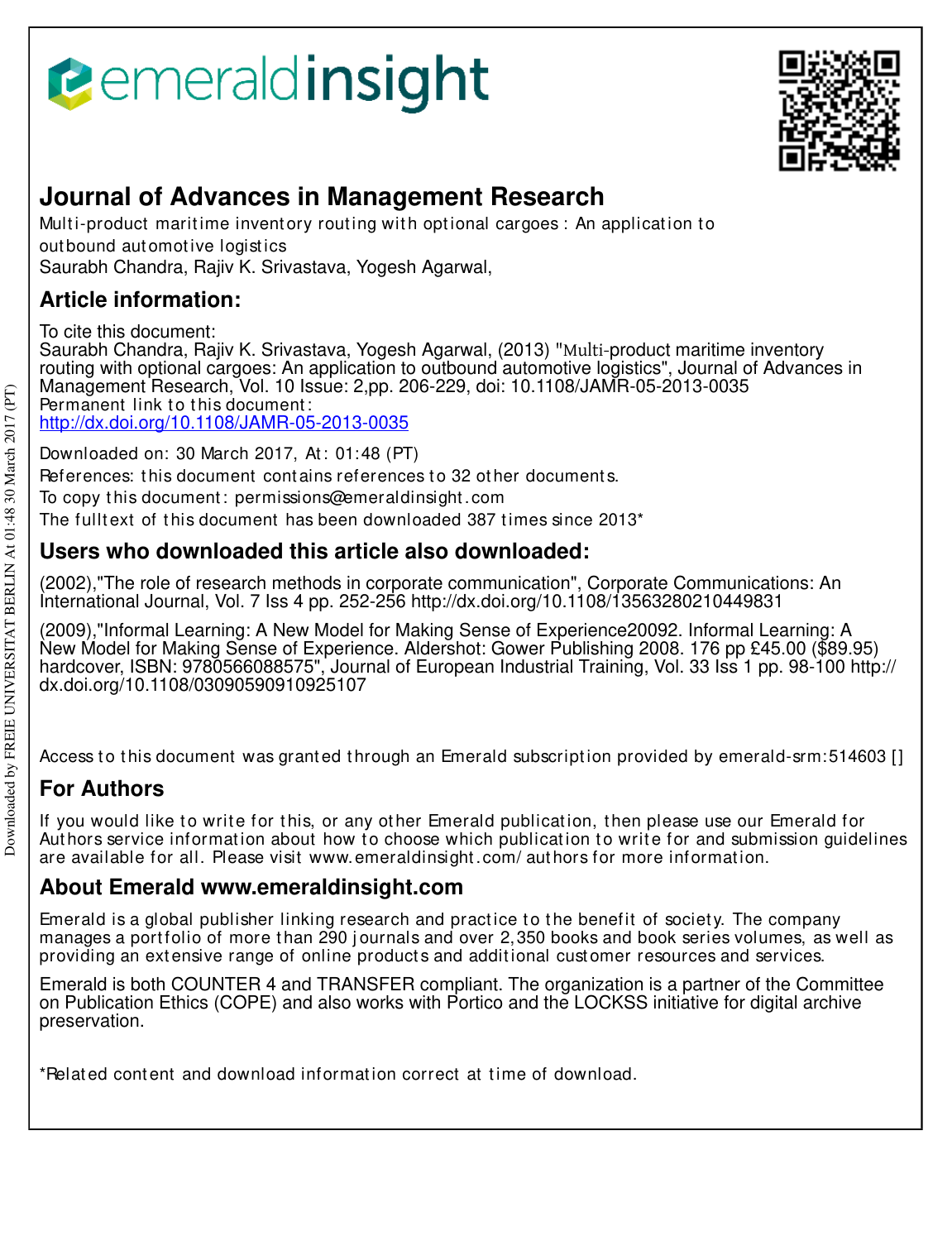# Journal of Advances in Management Research

Multi-product maritime inventory routing with optional cargoes : An application to outbound automotive logistics

Saurabh Chandra, Rajiv K. Srivastava, Yogesh Agarwal,

## Article information:

To cite this document:

Saurabh Chandra, Rajiv K. Srivastava, Yogesh Agarwal, (2013) "Multi-product maritime inventory routing with optional cargoes: An application to outbound automotive logistics", Journal of Advances in Management Research, Vol. 10 Issue: 2,pp. 206-229, doi: 10.1108/JAMR-05-2013-0035

Permanent link to this document:

http://dx.doi.org/10.1108/JAMR-05-2013-0035

Downloaded on: 30 March 2017, At: 01:48 (PT)

References: this document contains references to 32 other documents.

To copy this document: permissions@emeraldinsight.com

The fulltext of this document has been downloaded 387 times since 2013*

## Users who downloaded this article also downloaded:

(2002),"The role of research methods in corporate communication", Corporate Communications: An International Journal, Vol. 7 Iss 4 pp. 252-256 http://dx.doi.org/10.1108/13563280210449831

(2009),"Informal Learning: A New Model for Making Sense of Experience20092. Informal Learning: A New Model for Making Sense of Experience. Aldershot: Gower Publishing 2008. 176 pp £45.00 ($89.95) hardcover, ISBN: 9780566088575", Journal of European Industrial Training, Vol. 33 Iss 1 pp. 98-100 http://dx.doi.org/10.1108/03090590910925107

Access to this document was granted through an Emerald subscription provided by emerald-srm:514603 []

## For Authors

If you would like to write for this, or any other Emerald publication, then please use our Emerald for Authors service information about how to choose which publication to write for and submission guidelines are available for all. Please visit www.emeraldinsight.com/authors for more information.

## About Emerald www.emeraldinsight.com

Emerald is a global publisher linking research and practice to the benefit of society. The company manages a portfolio of more than 290 journals and over 2,350 books and book series volumes, as well as providing an extensive range of online products and additional customer resources and services.

Emerald is both COUNTER 4 and TRANSFER compliant. The organization is a partner of the Committee on Publication Ethics (COPE) and also works with Portico and the LOCKSS initiative for digital archive preservation.

*Related content and download information correct at time of download.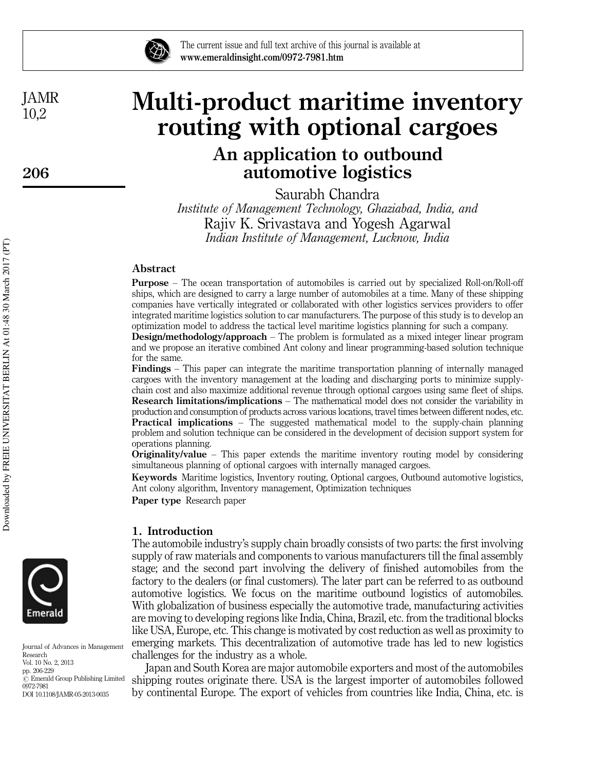# Multi-product maritime inventory routing with optional cargoes

## An application to outbound automotive logistics

Saurabh Chandra
*Institute of Management Technology, Ghaziabad, India, and*
Rajiv K. Srivastava and Yogesh Agarwal
*Indian Institute of Management, Lucknow, India*

### Abstract

**Purpose** – The ocean transportation of automobiles is carried out by specialized Roll-on/Roll-off ships, which are designed to carry a large number of automobiles at a time. Many of these shipping companies have vertically integrated or collaborated with other logistics services providers to offer integrated maritime logistics solution to car manufacturers. The purpose of this study is to develop an optimization model to address the tactical level maritime logistics planning for such a company.

**Design/methodology/approach** – The problem is formulated as a mixed integer linear program and we propose an iterative combined Ant colony and linear programming-based solution technique for the same.

**Findings** – This paper can integrate the maritime transportation planning of internally managed cargoes with the inventory management at the loading and discharging ports to minimize supply-chain cost and also maximize additional revenue through optional cargoes using same fleet of ships.

**Research limitations/implications** – The mathematical model does not consider the variability in production and consumption of products across various locations, travel times between different nodes, etc.

**Practical implications** – The suggested mathematical model to the supply-chain planning problem and solution technique can be considered in the development of decision support system for operations planning.

**Originality/value** – This paper extends the maritime inventory routing model by considering simultaneous planning of optional cargoes with internally managed cargoes.

**Keywords** Maritime logistics, Inventory routing, Optional cargoes, Outbound automotive logistics, Ant colony algorithm, Inventory management, Optimization techniques

**Paper type** Research paper

## 1. Introduction

The automobile industry's supply chain broadly consists of two parts: the first involving supply of raw materials and components to various manufacturers till the final assembly stage; and the second part involving the delivery of finished automobiles from the factory to the dealers (or final customers). The later part can be referred to as outbound automotive logistics. We focus on the maritime outbound logistics of automobiles. With globalization of business especially the automotive trade, manufacturing activities are moving to developing regions like India, China, Brazil, etc. from the traditional blocks like USA, Europe, etc. This change is motivated by cost reduction as well as proximity to emerging markets. This decentralization of automotive trade has led to new logistics challenges for the industry as a whole.

Japan and South Korea are major automobile exporters and most of the automobiles shipping routes originate there. USA is the largest importer of automobiles followed by continental Europe. The export of vehicles from countries like India, China, etc. is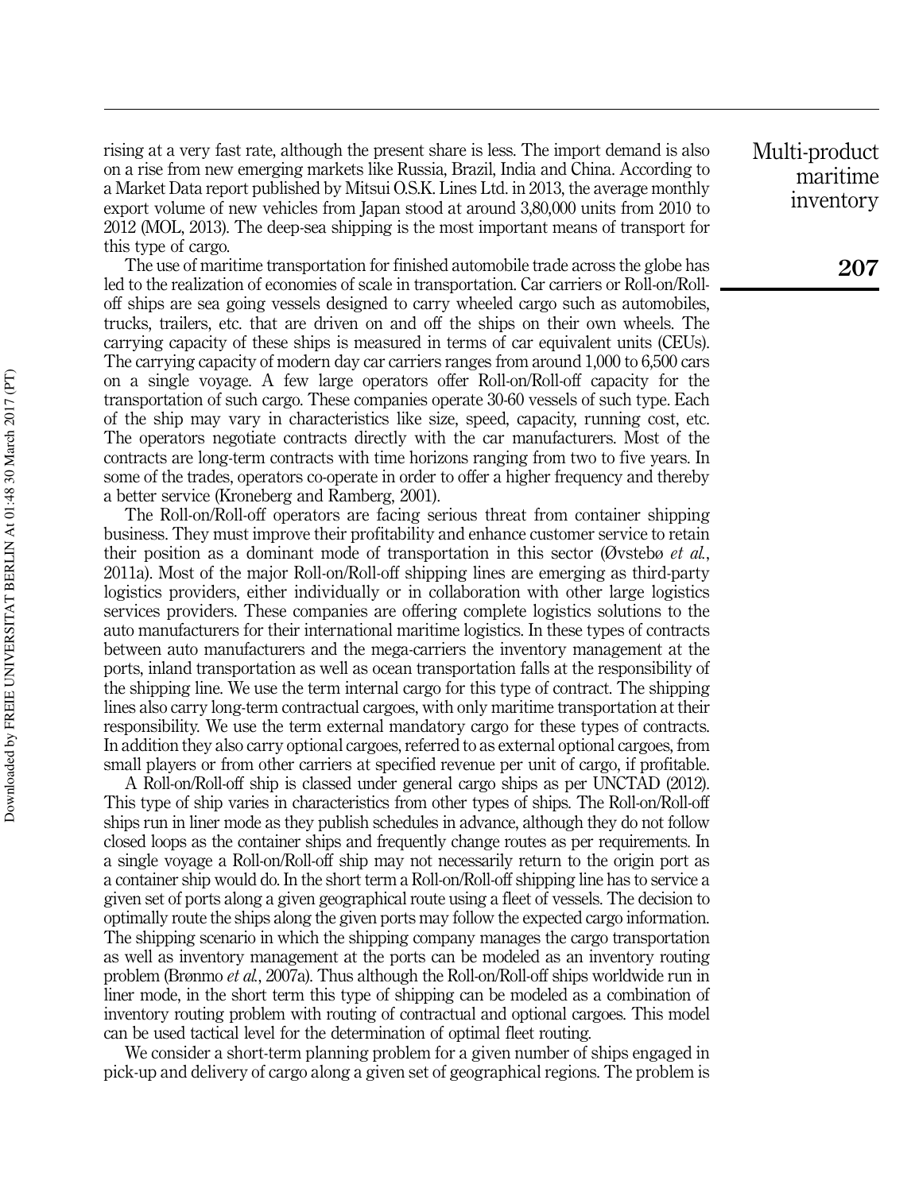rising at a very fast rate, although the present share is less. The import demand is also on a rise from new emerging markets like Russia, Brazil, India and China. According to a Market Data report published by Mitsui O.S.K. Lines Ltd. in 2013, the average monthly export volume of new vehicles from Japan stood at around 3,80,000 units from 2010 to 2012 (MOL, 2013). The deep-sea shipping is the most important means of transport for this type of cargo.

The use of maritime transportation for finished automobile trade across the globe has led to the realization of economies of scale in transportation. Car carriers or Roll-on/Roll-off ships are sea going vessels designed to carry wheeled cargo such as automobiles, trucks, trailers, etc. that are driven on and off the ships on their own wheels. The carrying capacity of these ships is measured in terms of car equivalent units (CEUs). The carrying capacity of modern day car carriers ranges from around 1,000 to 6,500 cars on a single voyage. A few large operators offer Roll-on/Roll-off capacity for the transportation of such cargo. These companies operate 30-60 vessels of such type. Each of the ship may vary in characteristics like size, speed, capacity, running cost, etc. The operators negotiate contracts directly with the car manufacturers. Most of the contracts are long-term contracts with time horizons ranging from two to five years. In some of the trades, operators co-operate in order to offer a higher frequency and thereby a better service (Kroneberg and Ramberg, 2001).

The Roll-on/Roll-off operators are facing serious threat from container shipping business. They must improve their profitability and enhance customer service to retain their position as a dominant mode of transportation in this sector (Øvstebø *et al.*, 2011a). Most of the major Roll-on/Roll-off shipping lines are emerging as third-party logistics providers, either individually or in collaboration with other large logistics services providers. These companies are offering complete logistics solutions to the auto manufacturers for their international maritime logistics. In these types of contracts between auto manufacturers and the mega-carriers the inventory management at the ports, inland transportation as well as ocean transportation falls at the responsibility of the shipping line. We use the term internal cargo for this type of contract. The shipping lines also carry long-term contractual cargoes, with only maritime transportation at their responsibility. We use the term external mandatory cargo for these types of contracts. In addition they also carry optional cargoes, referred to as external optional cargoes, from small players or from other carriers at specified revenue per unit of cargo, if profitable.

A Roll-on/Roll-off ship is classed under general cargo ships as per UNCTAD (2012). This type of ship varies in characteristics from other types of ships. The Roll-on/Roll-off ships run in liner mode as they publish schedules in advance, although they do not follow closed loops as the container ships and frequently change routes as per requirements. In a single voyage a Roll-on/Roll-off ship may not necessarily return to the origin port as a container ship would do. In the short term a Roll-on/Roll-off shipping line has to service a given set of ports along a given geographical route using a fleet of vessels. The decision to optimally route the ships along the given ports may follow the expected cargo information. The shipping scenario in which the shipping company manages the cargo transportation as well as inventory management at the ports can be modeled as an inventory routing problem (Brønmo *et al.*, 2007a). Thus although the Roll-on/Roll-off ships worldwide run in liner mode, in the short term this type of shipping can be modeled as a combination of inventory routing problem with routing of contractual and optional cargoes. This model can be used tactical level for the determination of optimal fleet routing.

We consider a short-term planning problem for a given number of ships engaged in pick-up and delivery of cargo along a given set of geographical regions. The problem is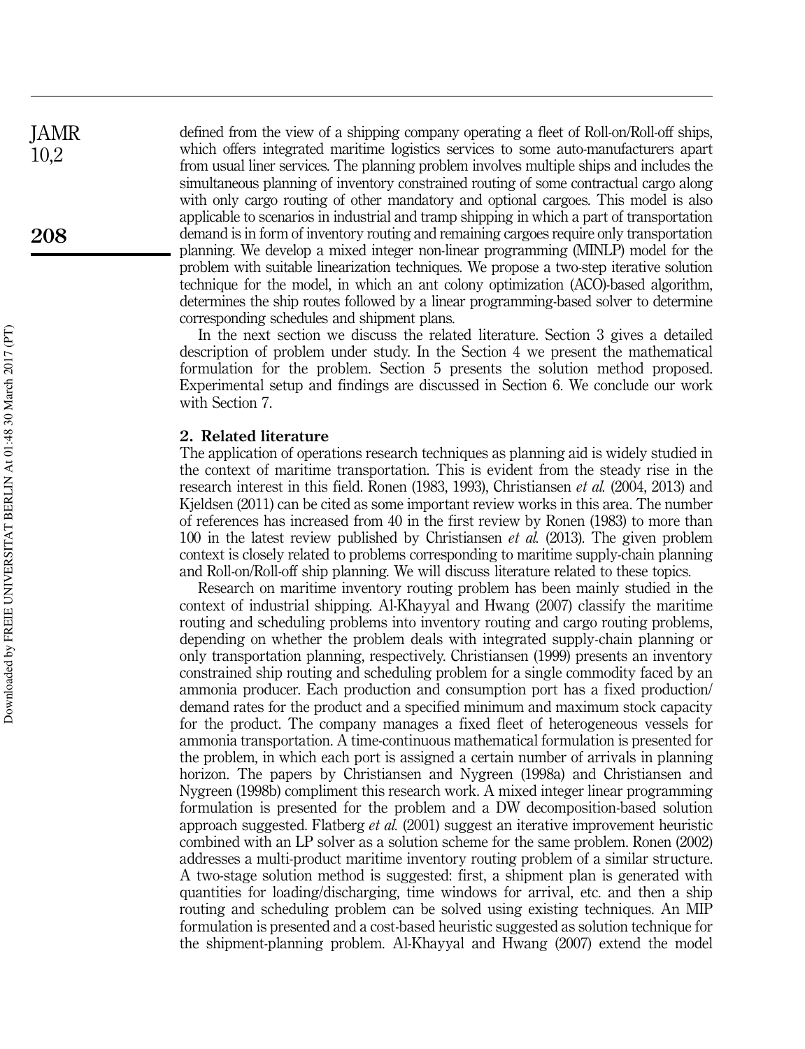defined from the view of a shipping company operating a fleet of Roll-on/Roll-off ships, which offers integrated maritime logistics services to some auto-manufacturers apart from usual liner services. The planning problem involves multiple ships and includes the simultaneous planning of inventory constrained routing of some contractual cargo along with only cargo routing of other mandatory and optional cargoes. This model is also applicable to scenarios in industrial and tramp shipping in which a part of transportation demand is in form of inventory routing and remaining cargoes require only transportation planning. We develop a mixed integer non-linear programming (MINLP) model for the problem with suitable linearization techniques. We propose a two-step iterative solution technique for the model, in which an ant colony optimization (ACO)-based algorithm, determines the ship routes followed by a linear programming-based solver to determine corresponding schedules and shipment plans.

In the next section we discuss the related literature. Section 3 gives a detailed description of problem under study. In the Section 4 we present the mathematical formulation for the problem. Section 5 presents the solution method proposed. Experimental setup and findings are discussed in Section 6. We conclude our work with Section 7.

## 2. Related literature

The application of operations research techniques as planning aid is widely studied in the context of maritime transportation. This is evident from the steady rise in the research interest in this field. Ronen (1983, 1993), Christiansen *et al.* (2004, 2013) and Kjeldsen (2011) can be cited as some important review works in this area. The number of references has increased from 40 in the first review by Ronen (1983) to more than 100 in the latest review published by Christiansen *et al.* (2013). The given problem context is closely related to problems corresponding to maritime supply-chain planning and Roll-on/Roll-off ship planning. We will discuss literature related to these topics.

Research on maritime inventory routing problem has been mainly studied in the context of industrial shipping. Al-Khayyal and Hwang (2007) classify the maritime routing and scheduling problems into inventory routing and cargo routing problems, depending on whether the problem deals with integrated supply-chain planning or only transportation planning, respectively. Christiansen (1999) presents an inventory constrained ship routing and scheduling problem for a single commodity faced by an ammonia producer. Each production and consumption port has a fixed production/demand rates for the product and a specified minimum and maximum stock capacity for the product. The company manages a fixed fleet of heterogeneous vessels for ammonia transportation. A time-continuous mathematical formulation is presented for the problem, in which each port is assigned a certain number of arrivals in planning horizon. The papers by Christiansen and Nygreen (1998a) and Christiansen and Nygreen (1998b) compliment this research work. A mixed integer linear programming formulation is presented for the problem and a DW decomposition-based solution approach suggested. Flatberg *et al.* (2001) suggest an iterative improvement heuristic combined with an LP solver as a solution scheme for the same problem. Ronen (2002) addresses a multi-product maritime inventory routing problem of a similar structure. A two-stage solution method is suggested: first, a shipment plan is generated with quantities for loading/discharging, time windows for arrival, etc. and then a ship routing and scheduling problem can be solved using existing techniques. An MIP formulation is presented and a cost-based heuristic suggested as solution technique for the shipment-planning problem. Al-Khayyal and Hwang (2007) extend the model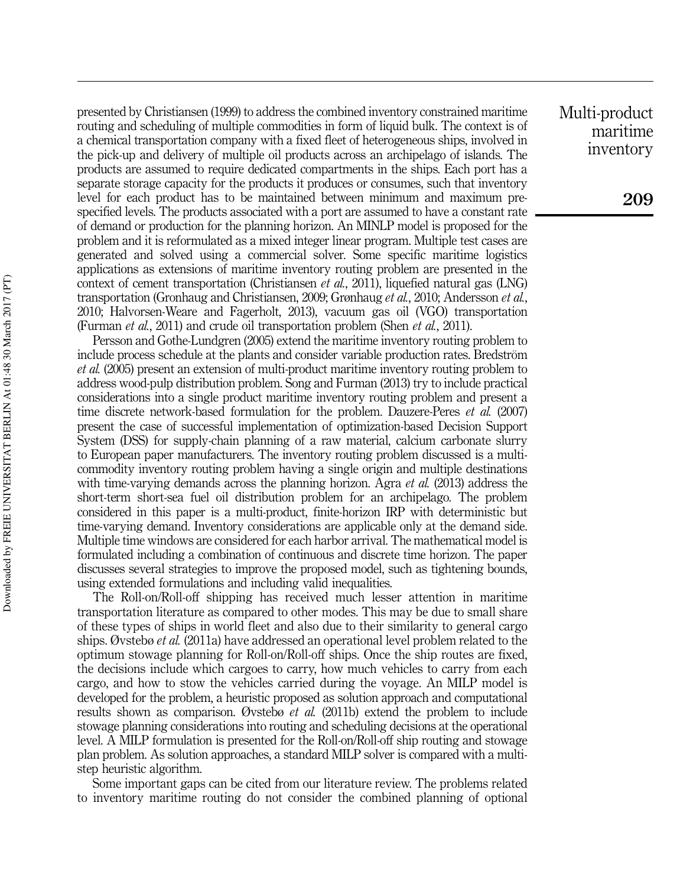presented by Christiansen (1999) to address the combined inventory constrained maritime routing and scheduling of multiple commodities in form of liquid bulk. The context is of a chemical transportation company with a fixed fleet of heterogeneous ships, involved in the pick-up and delivery of multiple oil products across an archipelago of islands. The products are assumed to require dedicated compartments in the ships. Each port has a separate storage capacity for the products it produces or consumes, such that inventory level for each product has to be maintained between minimum and maximum pre-specified levels. The products associated with a port are assumed to have a constant rate of demand or production for the planning horizon. An MINLP model is proposed for the problem and it is reformulated as a mixed integer linear program. Multiple test cases are generated and solved using a commercial solver. Some specific maritime logistics applications as extensions of maritime inventory routing problem are presented in the context of cement transportation (Christiansen *et al.*, 2011), liquefied natural gas (LNG) transportation (Gronhaug and Christiansen, 2009; Grønhaug *et al.*, 2010; Andersson *et al.*, 2010; Halvorsen-Weare and Fagerholt, 2013), vacuum gas oil (VGO) transportation (Furman *et al.*, 2011) and crude oil transportation problem (Shen *et al.*, 2011).

Persson and Gothe-Lundgren (2005) extend the maritime inventory routing problem to include process schedule at the plants and consider variable production rates. Bredström *et al.* (2005) present an extension of multi-product maritime inventory routing problem to address wood-pulp distribution problem. Song and Furman (2013) try to include practical considerations into a single product maritime inventory routing problem and present a time discrete network-based formulation for the problem. Dauzere-Peres *et al.* (2007) present the case of successful implementation of optimization-based Decision Support System (DSS) for supply-chain planning of a raw material, calcium carbonate slurry to European paper manufacturers. The inventory routing problem discussed is a multi-commodity inventory routing problem having a single origin and multiple destinations with time-varying demands across the planning horizon. Agra *et al.* (2013) address the short-term short-sea fuel oil distribution problem for an archipelago. The problem considered in this paper is a multi-product, finite-horizon IRP with deterministic but time-varying demand. Inventory considerations are applicable only at the demand side. Multiple time windows are considered for each harbor arrival. The mathematical model is formulated including a combination of continuous and discrete time horizon. The paper discusses several strategies to improve the proposed model, such as tightening bounds, using extended formulations and including valid inequalities.

The Roll-on/Roll-off shipping has received much lesser attention in maritime transportation literature as compared to other modes. This may be due to small share of these types of ships in world fleet and also due to their similarity to general cargo ships. Øvstebø *et al.* (2011a) have addressed an operational level problem related to the optimum stowage planning for Roll-on/Roll-off ships. Once the ship routes are fixed, the decisions include which cargoes to carry, how much vehicles to carry from each cargo, and how to stow the vehicles carried during the voyage. An MILP model is developed for the problem, a heuristic proposed as solution approach and computational results shown as comparison. Øvstebø *et al.* (2011b) extend the problem to include stowage planning considerations into routing and scheduling decisions at the operational level. A MILP formulation is presented for the Roll-on/Roll-off ship routing and stowage plan problem. As solution approaches, a standard MILP solver is compared with a multi-step heuristic algorithm.

Some important gaps can be cited from our literature review. The problems related to inventory maritime routing do not consider the combined planning of optional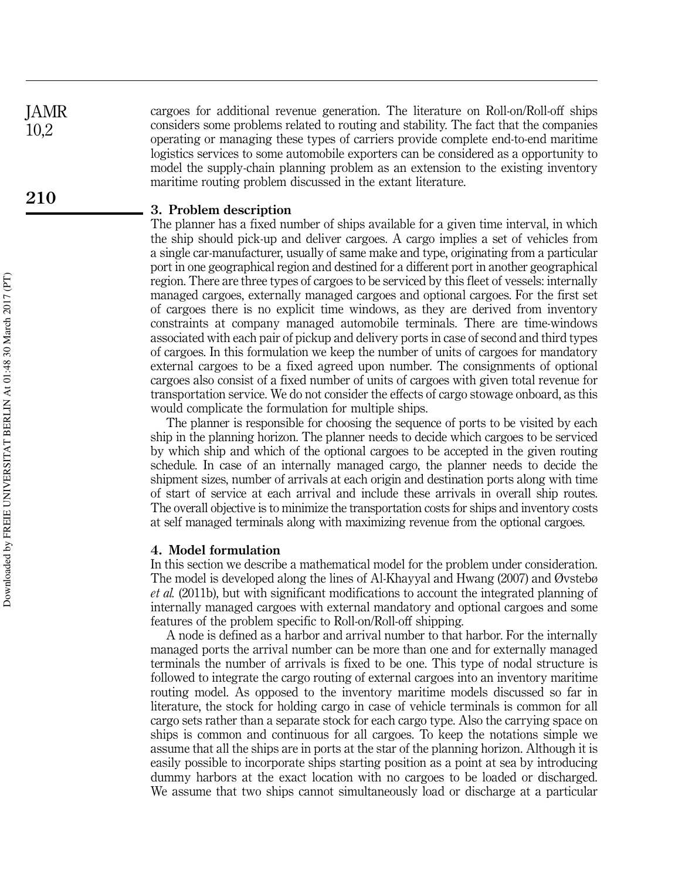cargoes for additional revenue generation. The literature on Roll-on/Roll-off ships considers some problems related to routing and stability. The fact that the companies operating or managing these types of carriers provide complete end-to-end maritime logistics services to some automobile exporters can be considered as a opportunity to model the supply-chain planning problem as an extension to the existing inventory maritime routing problem discussed in the extant literature.

## 3. Problem description

The planner has a fixed number of ships available for a given time interval, in which the ship should pick-up and deliver cargoes. A cargo implies a set of vehicles from a single car-manufacturer, usually of same make and type, originating from a particular port in one geographical region and destined for a different port in another geographical region. There are three types of cargoes to be serviced by this fleet of vessels: internally managed cargoes, externally managed cargoes and optional cargoes. For the first set of cargoes there is no explicit time windows, as they are derived from inventory constraints at company managed automobile terminals. There are time-windows associated with each pair of pickup and delivery ports in case of second and third types of cargoes. In this formulation we keep the number of units of cargoes for mandatory external cargoes to be a fixed agreed upon number. The consignments of optional cargoes also consist of a fixed number of units of cargoes with given total revenue for transportation service. We do not consider the effects of cargo stowage onboard, as this would complicate the formulation for multiple ships.

The planner is responsible for choosing the sequence of ports to be visited by each ship in the planning horizon. The planner needs to decide which cargoes to be serviced by which ship and which of the optional cargoes to be accepted in the given routing schedule. In case of an internally managed cargo, the planner needs to decide the shipment sizes, number of arrivals at each origin and destination ports along with time of start of service at each arrival and include these arrivals in overall ship routes. The overall objective is to minimize the transportation costs for ships and inventory costs at self managed terminals along with maximizing revenue from the optional cargoes.

## 4. Model formulation

In this section we describe a mathematical model for the problem under consideration. The model is developed along the lines of Al-Khayyal and Hwang (2007) and Øvstebø *et al.* (2011b), but with significant modifications to account the integrated planning of internally managed cargoes with external mandatory and optional cargoes and some features of the problem specific to Roll-on/Roll-off shipping.

A node is defined as a harbor and arrival number to that harbor. For the internally managed ports the arrival number can be more than one and for externally managed terminals the number of arrivals is fixed to be one. This type of nodal structure is followed to integrate the cargo routing of external cargoes into an inventory maritime routing model. As opposed to the inventory maritime models discussed so far in literature, the stock for holding cargo in case of vehicle terminals is common for all cargo sets rather than a separate stock for each cargo type. Also the carrying space on ships is common and continuous for all cargoes. To keep the notations simple we assume that all the ships are in ports at the star of the planning horizon. Although it is easily possible to incorporate ships starting position as a point at sea by introducing dummy harbors at the exact location with no cargoes to be loaded or discharged. We assume that two ships cannot simultaneously load or discharge at a particular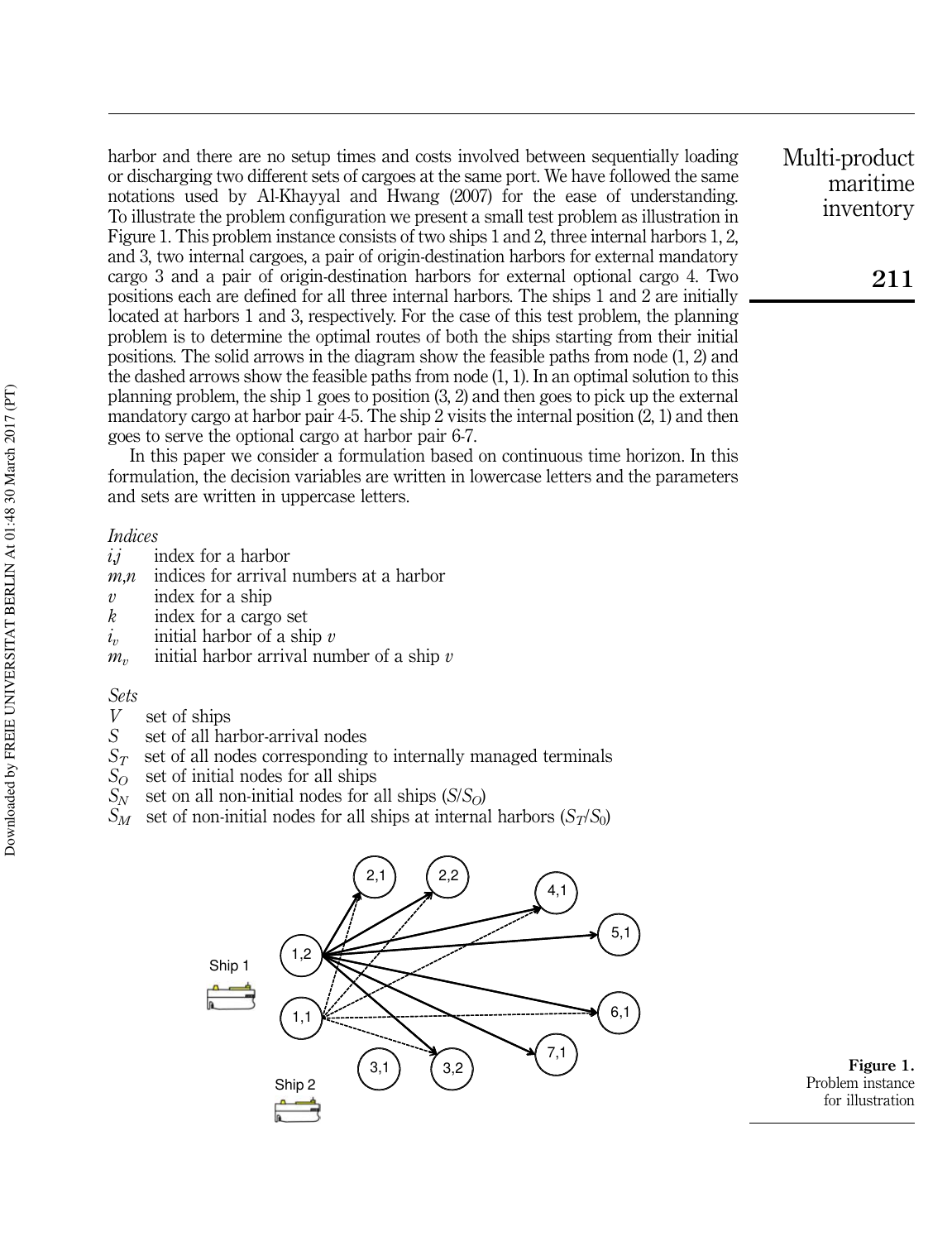harbor and there are no setup times and costs involved between sequentially loading or discharging two different sets of cargoes at the same port. We have followed the same notations used by Al-Khayyal and Hwang (2007) for the ease of understanding. To illustrate the problem configuration we present a small test problem as illustration in Figure 1. This problem instance consists of two ships 1 and 2, three internal harbors 1, 2, and 3, two internal cargoes, a pair of origin-destination harbors for external mandatory cargo 3 and a pair of origin-destination harbors for external optional cargo 4. Two positions each are defined for all three internal harbors. The ships 1 and 2 are initially located at harbors 1 and 3, respectively. For the case of this test problem, the planning problem is to determine the optimal routes of both the ships starting from their initial positions. The solid arrows in the diagram show the feasible paths from node (1, 2) and the dashed arrows show the feasible paths from node (1, 1). In an optimal solution to this planning problem, the ship 1 goes to position (3, 2) and then goes to pick up the external mandatory cargo at harbor pair 4-5. The ship 2 visits the internal position (2, 1) and then goes to serve the optional cargo at harbor pair 6-7.

In this paper we consider a formulation based on continuous time horizon. In this formulation, the decision variables are written in lowercase letters and the parameters and sets are written in uppercase letters.

*Indices*

- $i,j$ index for a harbor
- $m,n$ indices for arrival numbers at a harbor
- $v$ index for a ship
- $k$ index for a cargo set
- $i_v$ initial harbor of a ship $v$
- $m_v$ initial harbor arrival number of a ship $v$

*Sets*

- $V$ set of ships
- $S$ set of all harbor-arrival nodes
- $S_T$ set of all nodes corresponding to internally managed terminals
- $S_O$ set of initial nodes for all ships
- $S_N$ set on all non-initial nodes for all ships ($S/S_O$)
- $S_M$ set of non-initial nodes for all ships at internal harbors ($S_T/S_0$)

**Figure 1.** Problem instance for illustration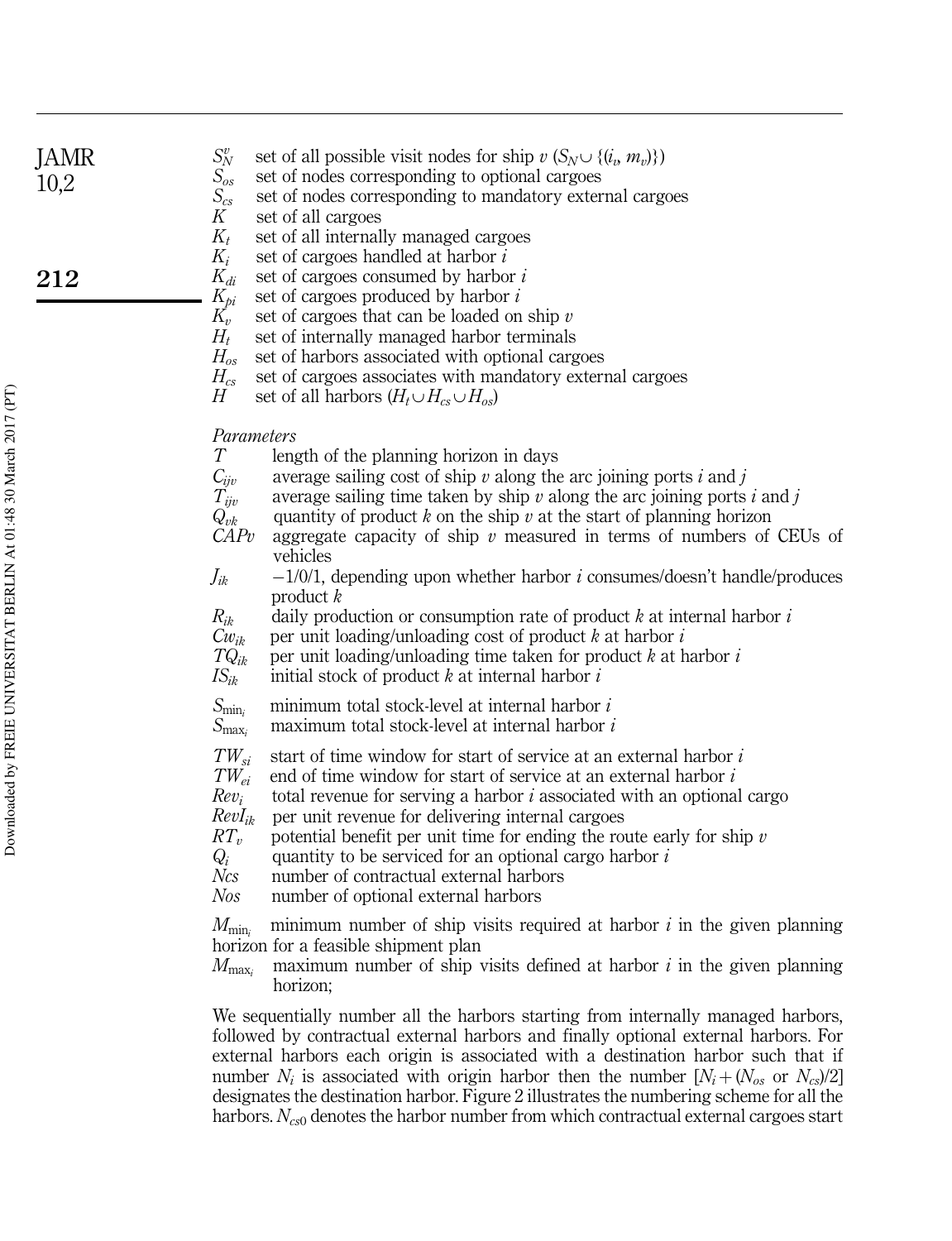$S_N^v$ set of all possible visit nodes for ship $v$ ($S_N \cup \{(i_v, m_v)\}$)

$S_{os}$ set of nodes corresponding to optional cargoes

$S_{cs}$ set of nodes corresponding to mandatory external cargoes

$K$ set of all cargoes

$K_t$ set of all internally managed cargoes

$K_i$ set of cargoes handled at harbor $i$

$K_{di}$ set of cargoes consumed by harbor $i$

$K_{pi}$ set of cargoes produced by harbor $i$

$K_v$ set of cargoes that can be loaded on ship $v$

$H_t$ set of internally managed harbor terminals

$H_{os}$ set of harbors associated with optional cargoes

$H_{cs}$ set of cargoes associates with mandatory external cargoes

$H$ set of all harbors ($H_t \cup H_{cs} \cup H_{os}$)

*Parameters*

$T$ length of the planning horizon in days

$C_{ijv}$ average sailing cost of ship $v$ along the arc joining ports $i$ and $j$

$T_{ijv}$ average sailing time taken by ship $v$ along the arc joining ports $i$ and $j$

$Q_{vk}$ quantity of product $k$ on the ship $v$ at the start of planning horizon

$CAPv$ aggregate capacity of ship $v$ measured in terms of numbers of CEUs of vehicles

$J_{ik}$ $-1/0/1$, depending upon whether harbor $i$ consumes/doesn't handle/produces product $k$

$R_{ik}$ daily production or consumption rate of product $k$ at internal harbor $i$

$Cw_{ik}$ per unit loading/unloading cost of product $k$ at harbor $i$

$TQ_{ik}$ per unit loading/unloading time taken for product $k$ at harbor $i$

$IS_{ik}$ initial stock of product $k$ at internal harbor $i$

$S_{\min_i}$ minimum total stock-level at internal harbor $i$

$S_{\max_i}$ maximum total stock-level at internal harbor $i$

$TW_{si}$ start of time window for start of service at an external harbor $i$

$TW_{ei}$ end of time window for start of service at an external harbor $i$

$Rev_i$ total revenue for serving a harbor $i$ associated with an optional cargo

$RevI_{ik}$ per unit revenue for delivering internal cargoes

$RT_v$ potential benefit per unit time for ending the route early for ship $v$

$Q_i$ quantity to be serviced for an optional cargo harbor $i$

$Ncs$ number of contractual external harbors

$Nos$ number of optional external harbors

$M_{\min_i}$ minimum number of ship visits required at harbor $i$ in the given planning horizon for a feasible shipment plan

$M_{\max_i}$ maximum number of ship visits defined at harbor $i$ in the given planning horizon;

We sequentially number all the harbors starting from internally managed harbors, followed by contractual external harbors and finally optional external harbors. For external harbors each origin is associated with a destination harbor such that if number $N_i$ is associated with origin harbor then the number $[N_i + (N_{os} \text{ or } N_{cs})/2]$ designates the destination harbor. Figure 2 illustrates the numbering scheme for all the harbors. $N_{cs0}$ denotes the harbor number from which contractual external cargoes start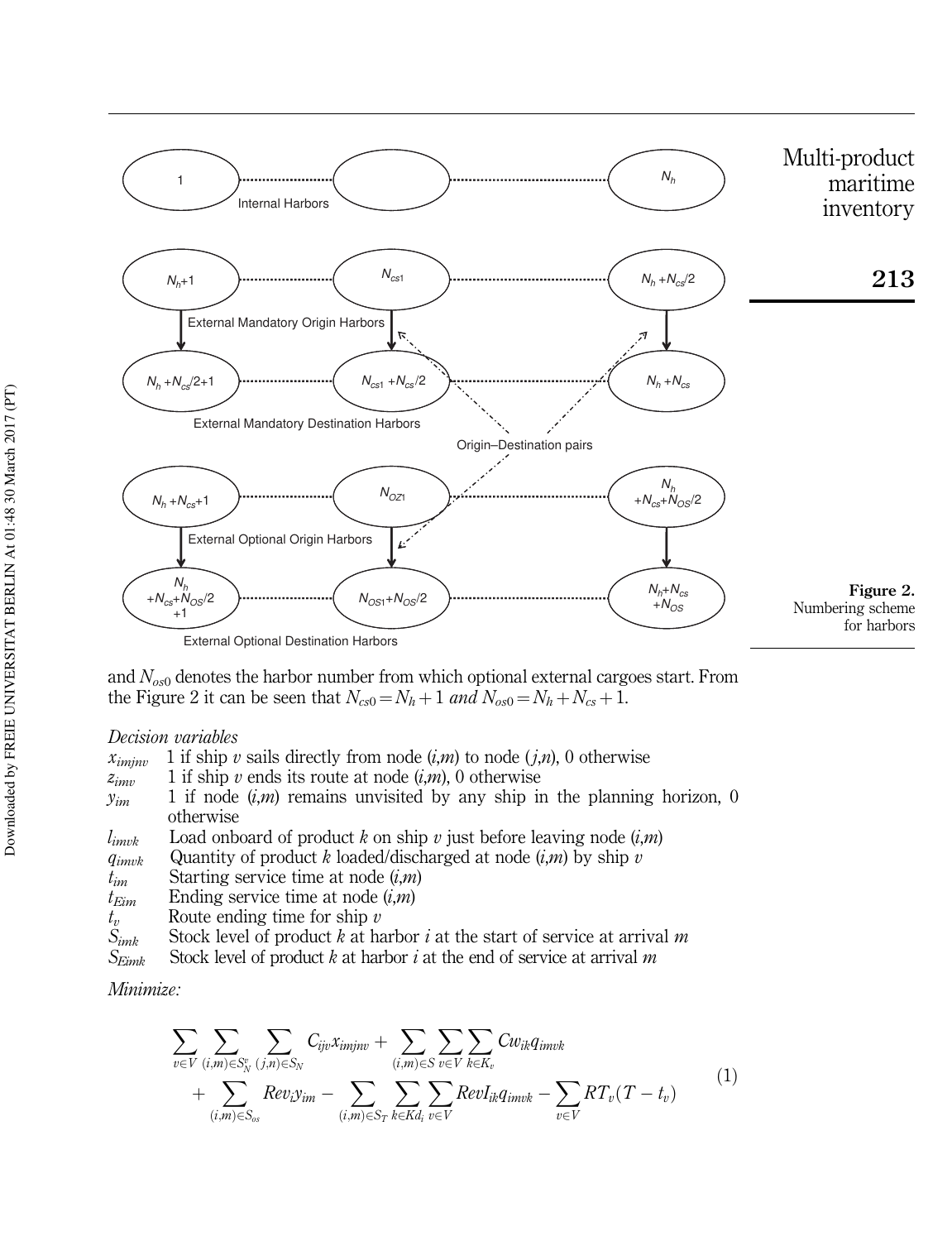Figure 2. Numbering scheme for harbors

and $N_{os0}$ denotes the harbor number from which optional external cargoes start. From the Figure 2 it can be seen that $N_{cs0} = N_h + 1$ *and* $N_{os0} = N_h + N_{cs} + 1$.

*Decision variables*

- $x_{imjnv}$ 1 if ship $v$ sails directly from node $(i,m)$ to node $(j,n)$, 0 otherwise
- $z_{imv}$ 1 if ship $v$ ends its route at node $(i,m)$, 0 otherwise
- $y_{im}$ 1 if node $(i,m)$ remains unvisited by any ship in the planning horizon, 0 otherwise
- $l_{imvk}$ Load onboard of product $k$ on ship $v$ just before leaving node $(i,m)$
- $q_{imvk}$ Quantity of product $k$ loaded/discharged at node $(i,m)$ by ship $v$
- $t_{im}$ Starting service time at node $(i,m)$
- $t_{Eim}$ Ending service time at node $(i,m)$
- $t_v$ Route ending time for ship $v$
- $S_{imk}$ Stock level of product $k$ at harbor $i$ at the start of service at arrival $m$
- $S_{Eimk}$ Stock level of product $k$ at harbor $i$ at the end of service at arrival $m$

*Minimize:*

$$\sum_{v \in V} \sum_{(i,m) \in S_N^v} \sum_{(j,n) \in S_N} C_{ijv} x_{imjnv} + \sum_{(i,m) \in S} \sum_{v \in V} \sum_{k \in K_v} Cw_{ik} q_{imvk} + \sum_{(i,m) \in S_{os}} Rev_i y_{im} - \sum_{(i,m) \in S_T} \sum_{k \in Kd_i} \sum_{v \in V} RevI_{ik} q_{imvk} - \sum_{v \in V} RT_v (T - t_v) \tag{1}$$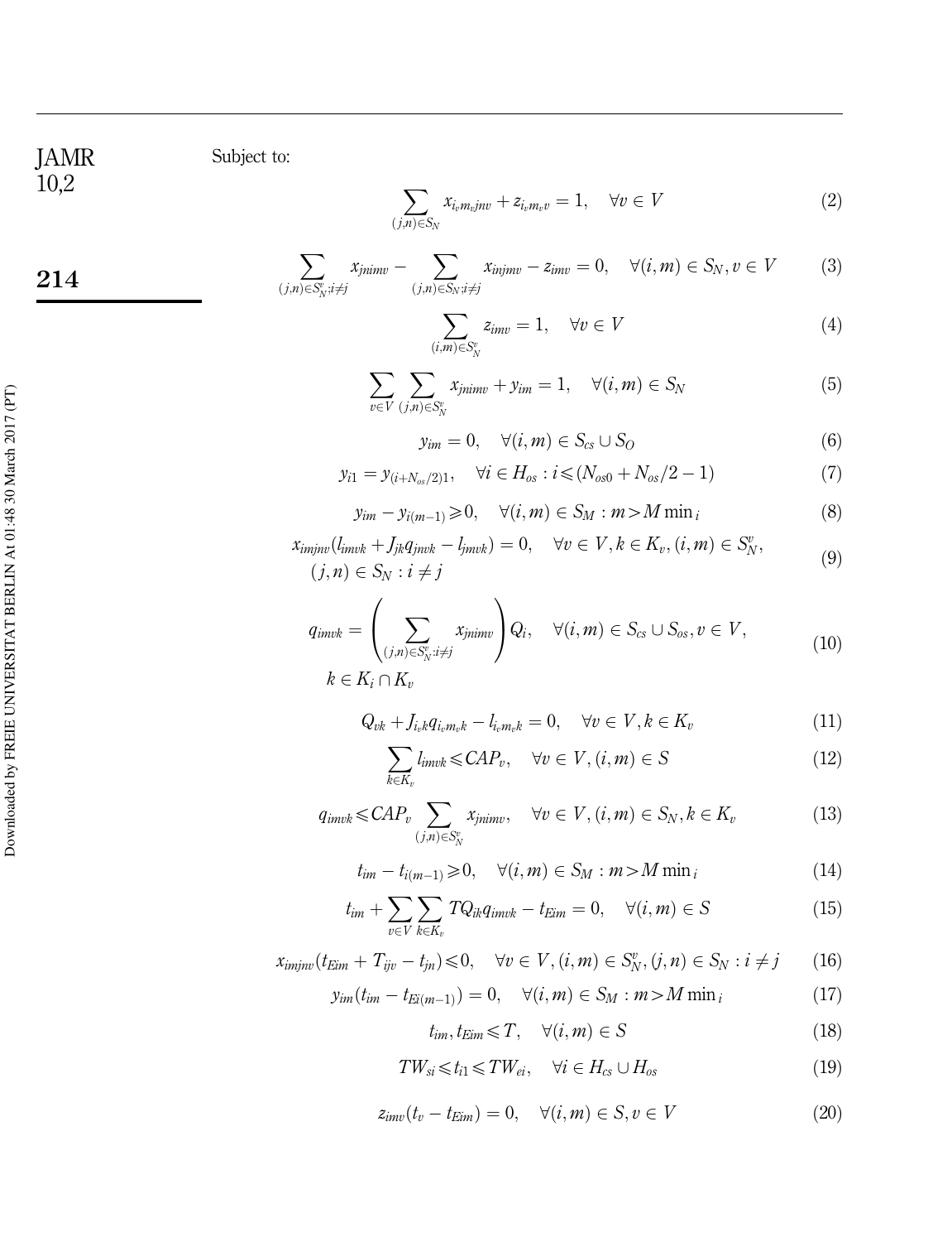Subject to:

$$\sum_{(j,n)\in S_N} x_{i_v m_v j n v} + z_{i_v m_v v} = 1, \quad \forall v \in V \tag{2}$$

$$\sum_{(j,n)\in S_N^v; i\neq j} x_{jnimv} - \sum_{(j,n)\in S_N; i\neq j} x_{injmv} - z_{imv} = 0, \quad \forall (i,m) \in S_N, v \in V \tag{3}$$

$$\sum_{(i,m)\in S_N^v} z_{imv} = 1, \quad \forall v \in V \tag{4}$$

$$\sum_{v\in V} \sum_{(j,n)\in S_N^v} x_{jnimv} + y_{im} = 1, \quad \forall (i,m) \in S_N \tag{5}$$

$$y_{im} = 0, \quad \forall (i,m) \in S_{cs} \cup S_O \tag{6}$$

$$y_{i1} = y_{(i+N_{os}/2)1}, \quad \forall i \in H_{os} : i \leqslant (N_{os0} + N_{os}/2 - 1) \tag{7}$$

$$y_{im} - y_{i(m-1)} \geqslant 0, \quad \forall (i,m) \in S_M : m > M\min{}_i \tag{8}$$

$$x_{imjnv}(l_{imvk} + J_{jk} q_{jnvk} - l_{jmvk}) = 0, \quad \forall v \in V, k \in K_v, (i,m) \in S_N^v, (j,n) \in S_N : i \neq j \tag{9}$$

$$q_{imvk} = \left( \sum_{(j,n)\in S_N^v; i\neq j} x_{jnimv} \right) Q_i, \quad \forall (i,m) \in S_{cs} \cup S_{os}, v \in V, k \in K_i \cap K_v \tag{10}$$

$$Q_{vk} + J_{i_v k} q_{i_v m_v k} - l_{i_v m_v k} = 0, \quad \forall v \in V, k \in K_v \tag{11}$$

$$\sum_{k\in K_v} l_{imvk} \leqslant CAP_v, \quad \forall v \in V, (i,m) \in S \tag{12}$$

$$q_{imvk} \leqslant CAP_v \sum_{(j,n)\in S_N^v} x_{jnimv}, \quad \forall v \in V, (i,m) \in S_N, k \in K_v \tag{13}$$

$$t_{im} - t_{i(m-1)} \geqslant 0, \quad \forall (i,m) \in S_M : m > M\min{}_i \tag{14}$$

$$t_{im} + \sum_{v\in V} \sum_{k\in K_v} TQ_{ik} q_{imvk} - t_{Eim} = 0, \quad \forall (i,m) \in S \tag{15}$$

$$x_{imjnv}(t_{Eim} + T_{ijv} - t_{jn}) \leqslant 0, \quad \forall v \in V, (i,m) \in S_N^v, (j,n) \in S_N : i \neq j \tag{16}$$

$$y_{im}(t_{im} - t_{Ei(m-1)}) = 0, \quad \forall (i,m) \in S_M : m > M\min{}_i \tag{17}$$

$$t_{im}, t_{Eim} \leqslant T, \quad \forall (i,m) \in S \tag{18}$$

$$TW_{si} \leqslant t_{i1} \leqslant TW_{ei}, \quad \forall i \in H_{cs} \cup H_{os} \tag{19}$$

$$z_{imv}(t_v - t_{Eim}) = 0, \quad \forall (i,m) \in S, v \in V \tag{20}$$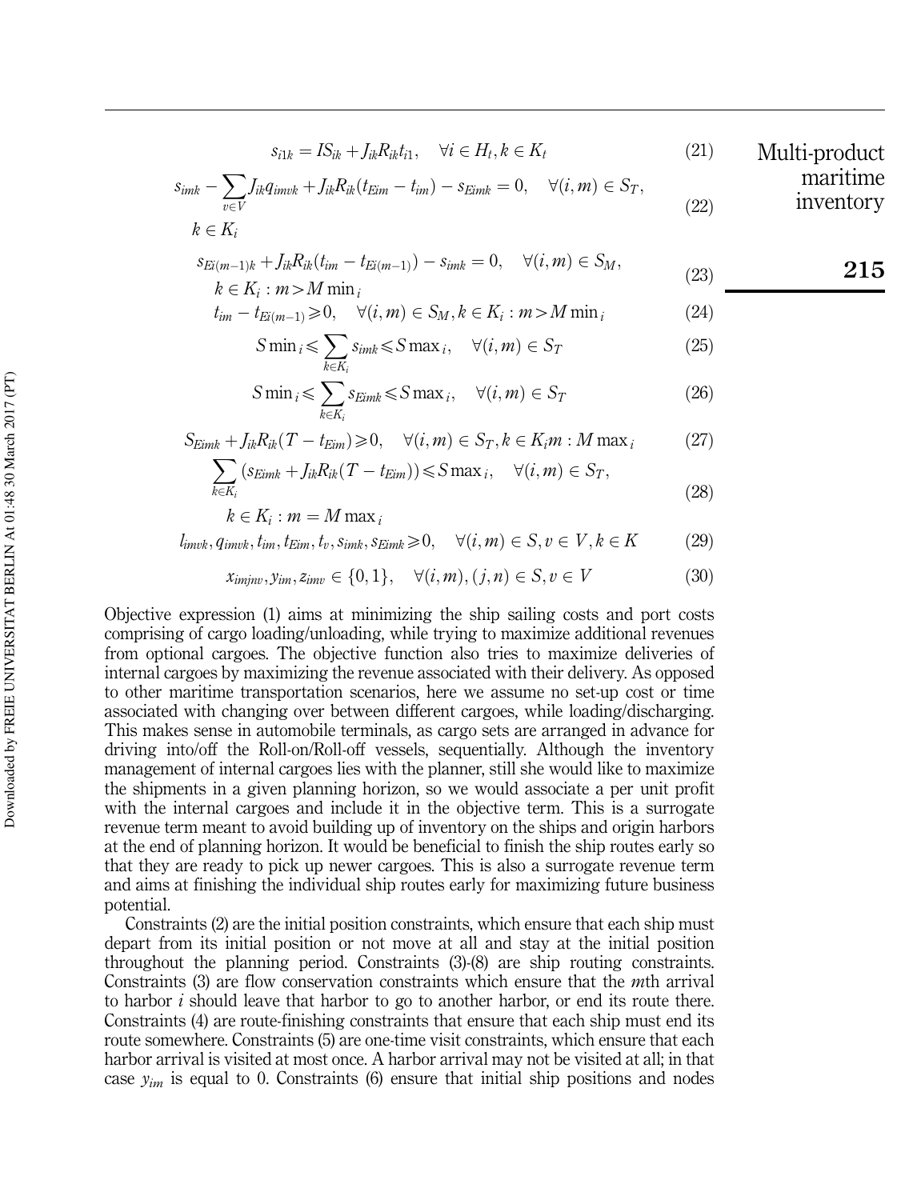$$s_{i1k} = IS_{ik} + J_{ik}R_{ik}t_{i1}, \quad \forall i \in H_t, k \in K_t \tag{21}$$

$$s_{imk} - \sum_{v \in V} J_{ik}q_{imvk} + J_{ik}R_{ik}(t_{Eim} - t_{im}) - s_{Eimk} = 0, \quad \forall (i,m) \in S_T, \; k \in K_i \tag{22}$$

$$s_{Ei(m-1)k} + J_{ik}R_{ik}(t_{im} - t_{Ei(m-1)}) - s_{imk} = 0, \quad \forall (i,m) \in S_M, \; k \in K_i : m > M\min{}_i \tag{23}$$

$$t_{im} - t_{Ei(m-1)} \geqslant 0, \quad \forall (i,m) \in S_M, k \in K_i : m > M\min{}_i \tag{24}$$

$$S\min{}_i \leqslant \sum_{k \in K_i} s_{imk} \leqslant S\max{}_i, \quad \forall (i,m) \in S_T \tag{25}$$

$$S\min{}_i \leqslant \sum_{k \in K_i} s_{Eimk} \leqslant S\max{}_i, \quad \forall (i,m) \in S_T \tag{26}$$

$$S_{Eimk} + J_{ik}R_{ik}(T - t_{Eim}) \geqslant 0, \quad \forall (i,m) \in S_T, k \in K_i m : M\max{}_i \tag{27}$$

$$\sum_{k \in K_i} (s_{Eimk} + J_{ik}R_{ik}(T - t_{Eim})) \leqslant S\max{}_i, \quad \forall (i,m) \in S_T, \; k \in K_i : m = M\max{}_i \tag{28}$$

$$l_{imvk}, q_{imvk}, t_{im}, t_{Eim}, t_v, s_{imk}, s_{Eimk} \geqslant 0, \quad \forall (i,m) \in S, v \in V, k \in K \tag{29}$$

$$x_{imjnv}, y_{im}, z_{imv} \in \{0,1\}, \quad \forall (i,m), (j,n) \in S, v \in V \tag{30}$$

Objective expression (1) aims at minimizing the ship sailing costs and port costs comprising of cargo loading/unloading, while trying to maximize additional revenues from optional cargoes. The objective function also tries to maximize deliveries of internal cargoes by maximizing the revenue associated with their delivery. As opposed to other maritime transportation scenarios, here we assume no set-up cost or time associated with changing over between different cargoes, while loading/discharging. This makes sense in automobile terminals, as cargo sets are arranged in advance for driving into/off the Roll-on/Roll-off vessels, sequentially. Although the inventory management of internal cargoes lies with the planner, still she would like to maximize the shipments in a given planning horizon, so we would associate a per unit profit with the internal cargoes and include it in the objective term. This is a surrogate revenue term meant to avoid building up of inventory on the ships and origin harbors at the end of planning horizon. It would be beneficial to finish the ship routes early so that they are ready to pick up newer cargoes. This is also a surrogate revenue term and aims at finishing the individual ship routes early for maximizing future business potential.

Constraints (2) are the initial position constraints, which ensure that each ship must depart from its initial position or not move at all and stay at the initial position throughout the planning period. Constraints (3)-(8) are ship routing constraints. Constraints (3) are flow conservation constraints which ensure that the $m$th arrival to harbor $i$ should leave that harbor to go to another harbor, or end its route there. Constraints (4) are route-finishing constraints that ensure that each ship must end its route somewhere. Constraints (5) are one-time visit constraints, which ensure that each harbor arrival is visited at most once. A harbor arrival may not be visited at all; in that case $y_{im}$ is equal to 0. Constraints (6) ensure that initial ship positions and nodes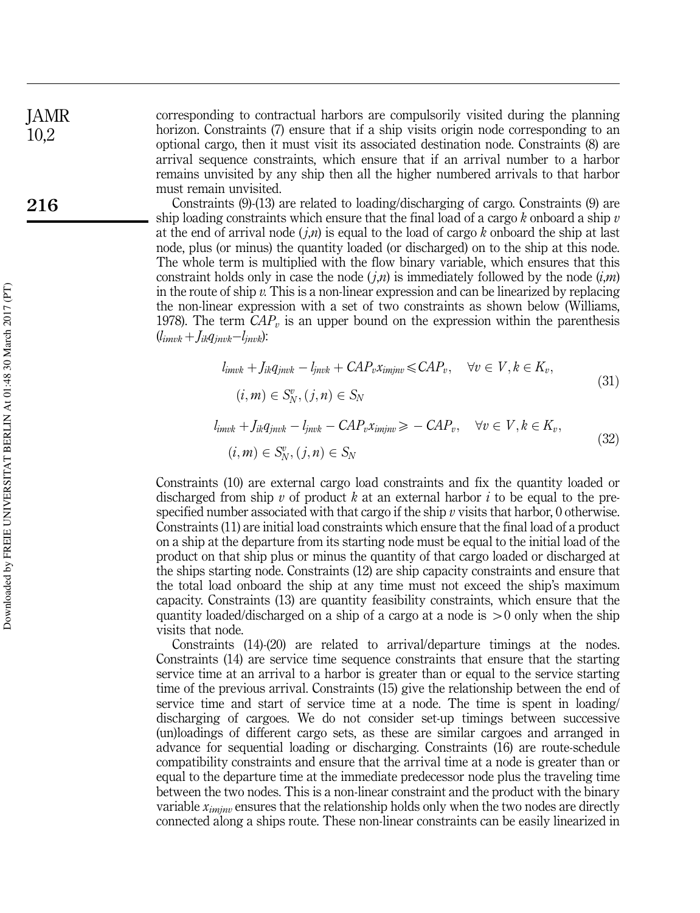corresponding to contractual harbors are compulsorily visited during the planning horizon. Constraints (7) ensure that if a ship visits origin node corresponding to an optional cargo, then it must visit its associated destination node. Constraints (8) are arrival sequence constraints, which ensure that if an arrival number to a harbor remains unvisited by any ship then all the higher numbered arrivals to that harbor must remain unvisited.

Constraints (9)-(13) are related to loading/discharging of cargo. Constraints (9) are ship loading constraints which ensure that the final load of a cargo $k$ onboard a ship $v$ at the end of arrival node $(j,n)$ is equal to the load of cargo $k$ onboard the ship at last node, plus (or minus) the quantity loaded (or discharged) on to the ship at this node. The whole term is multiplied with the flow binary variable, which ensures that this constraint holds only in case the node $(j,n)$ is immediately followed by the node $(i,m)$ in the route of ship $v$. This is a non-linear expression and can be linearized by replacing the non-linear expression with a set of two constraints as shown below (Williams, 1978). The term $CAP_v$ is an upper bound on the expression within the parenthesis $(l_{imvk}+J_{ik}q_{jnvk}-l_{jnvk})$:

$$l_{imvk}+J_{ik}q_{jnvk}-l_{jnvk}+CAP_v x_{imjnv}\leqslant CAP_v, \quad \forall v\in V, k\in K_v, \quad (i,m)\in S_N^v, (j,n)\in S_N \tag{31}$$

$$l_{imvk}+J_{ik}q_{jnvk}-l_{jnvk}-CAP_v x_{imjnv}\geqslant -CAP_v, \quad \forall v\in V, k\in K_v, \quad (i,m)\in S_N^v, (j,n)\in S_N \tag{32}$$

Constraints (10) are external cargo load constraints and fix the quantity loaded or discharged from ship $v$ of product $k$ at an external harbor $i$ to be equal to the pre-specified number associated with that cargo if the ship $v$ visits that harbor, 0 otherwise. Constraints (11) are initial load constraints which ensure that the final load of a product on a ship at the departure from its starting node must be equal to the initial load of the product on that ship plus or minus the quantity of that cargo loaded or discharged at the ships starting node. Constraints (12) are ship capacity constraints and ensure that the total load onboard the ship at any time must not exceed the ship's maximum capacity. Constraints (13) are quantity feasibility constraints, which ensure that the quantity loaded/discharged on a ship of a cargo at a node is $>0$ only when the ship visits that node.

Constraints (14)-(20) are related to arrival/departure timings at the nodes. Constraints (14) are service time sequence constraints that ensure that the starting service time at an arrival to a harbor is greater than or equal to the service starting time of the previous arrival. Constraints (15) give the relationship between the end of service time and start of service time at a node. The time is spent in loading/discharging of cargoes. We do not consider set-up timings between successive (un)loadings of different cargo sets, as these are similar cargoes and arranged in advance for sequential loading or discharging. Constraints (16) are route-schedule compatibility constraints and ensure that the arrival time at a node is greater than or equal to the departure time at the immediate predecessor node plus the traveling time between the two nodes. This is a non-linear constraint and the product with the binary variable $x_{imjnv}$ ensures that the relationship holds only when the two nodes are directly connected along a ships route. These non-linear constraints can be easily linearized in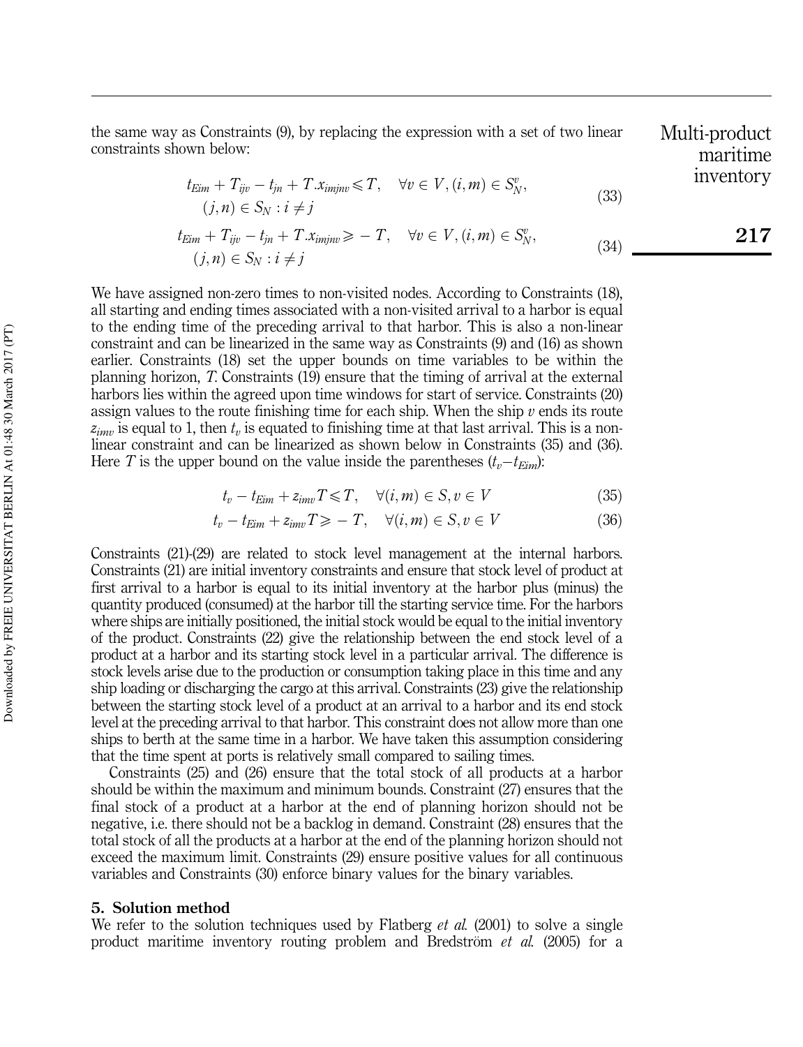the same way as Constraints (9), by replacing the expression with a set of two linear constraints shown below:

$$t_{Eim} + T_{ijv} - t_{jn} + T.x_{imjnv} \leqslant T, \quad \forall v \in V, (i,m) \in S_N^v, \\ (j,n) \in S_N : i \neq j \tag{33}$$

$$t_{Eim} + T_{ijv} - t_{jn} + T.x_{imjnv} \geqslant -T, \quad \forall v \in V, (i,m) \in S_N^v, \\ (j,n) \in S_N : i \neq j \tag{34}$$

We have assigned non-zero times to non-visited nodes. According to Constraints (18), all starting and ending times associated with a non-visited arrival to a harbor is equal to the ending time of the preceding arrival to that harbor. This is also a non-linear constraint and can be linearized in the same way as Constraints (9) and (16) as shown earlier. Constraints (18) set the upper bounds on time variables to be within the planning horizon, $T$. Constraints (19) ensure that the timing of arrival at the external harbors lies within the agreed upon time windows for start of service. Constraints (20) assign values to the route finishing time for each ship. When the ship $v$ ends its route $z_{imv}$ is equal to 1, then $t_v$ is equated to finishing time at that last arrival. This is a non-linear constraint and can be linearized as shown below in Constraints (35) and (36). Here $T$ is the upper bound on the value inside the parentheses ($t_v - t_{Eim}$):

$$t_v - t_{Eim} + z_{imv}T \leqslant T, \quad \forall (i,m) \in S, v \in V \tag{35}$$

$$t_v - t_{Eim} + z_{imv}T \geqslant -T, \quad \forall (i,m) \in S, v \in V \tag{36}$$

Constraints (21)-(29) are related to stock level management at the internal harbors. Constraints (21) are initial inventory constraints and ensure that stock level of product at first arrival to a harbor is equal to its initial inventory at the harbor plus (minus) the quantity produced (consumed) at the harbor till the starting service time. For the harbors where ships are initially positioned, the initial stock would be equal to the initial inventory of the product. Constraints (22) give the relationship between the end stock level of a product at a harbor and its starting stock level in a particular arrival. The difference is stock levels arise due to the production or consumption taking place in this time and any ship loading or discharging the cargo at this arrival. Constraints (23) give the relationship between the starting stock level of a product at an arrival to a harbor and its end stock level at the preceding arrival to that harbor. This constraint does not allow more than one ships to berth at the same time in a harbor. We have taken this assumption considering that the time spent at ports is relatively small compared to sailing times.

Constraints (25) and (26) ensure that the total stock of all products at a harbor should be within the maximum and minimum bounds. Constraint (27) ensures that the final stock of a product at a harbor at the end of planning horizon should not be negative, i.e. there should not be a backlog in demand. Constraint (28) ensures that the total stock of all the products at a harbor at the end of the planning horizon should not exceed the maximum limit. Constraints (29) ensure positive values for all continuous variables and Constraints (30) enforce binary values for the binary variables.

## 5. Solution method

We refer to the solution techniques used by Flatberg *et al.* (2001) to solve a single product maritime inventory routing problem and Bredström *et al.* (2005) for a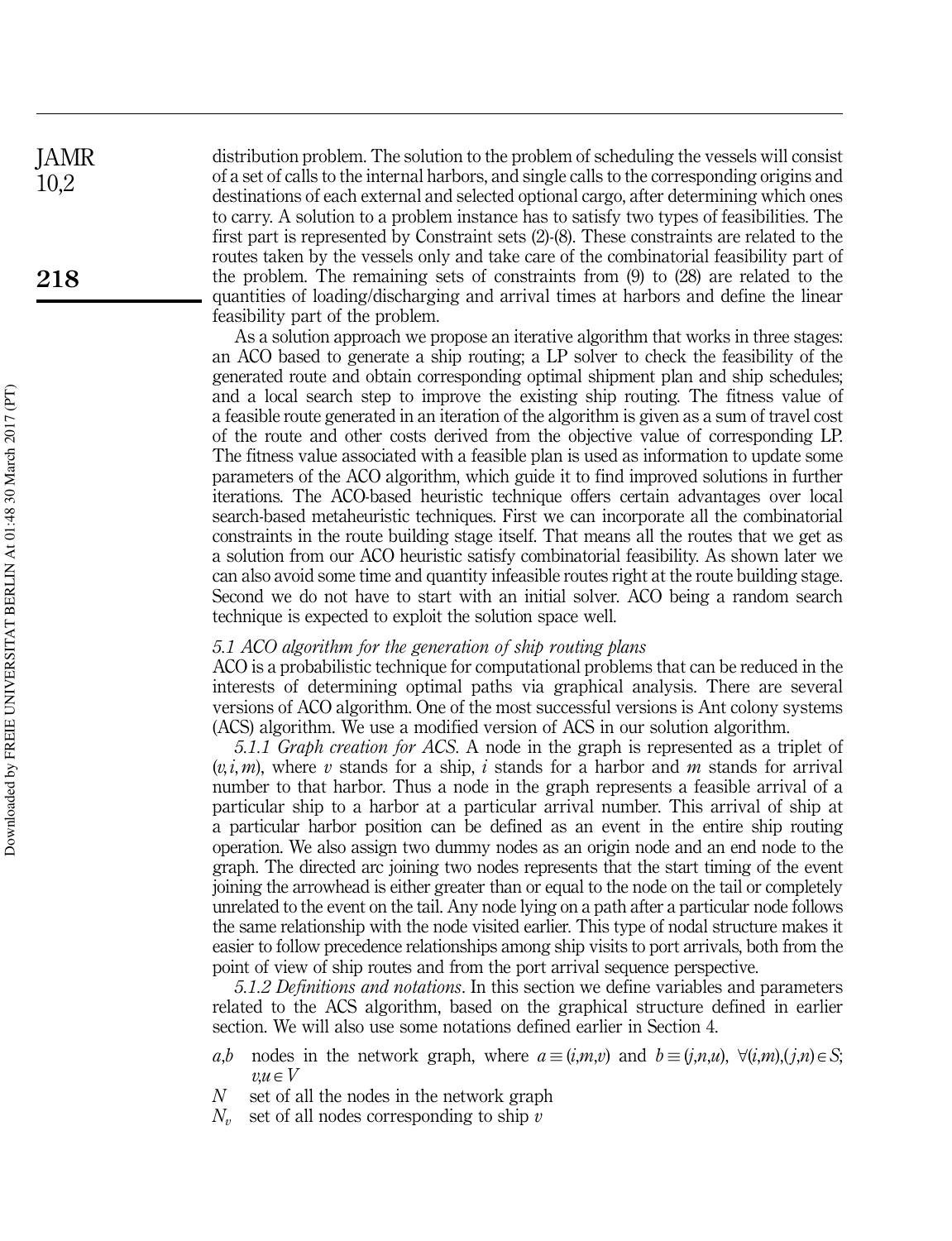distribution problem. The solution to the problem of scheduling the vessels will consist of a set of calls to the internal harbors, and single calls to the corresponding origins and destinations of each external and selected optional cargo, after determining which ones to carry. A solution to a problem instance has to satisfy two types of feasibilities. The first part is represented by Constraint sets (2)-(8). These constraints are related to the routes taken by the vessels only and take care of the combinatorial feasibility part of the problem. The remaining sets of constraints from (9) to (28) are related to the quantities of loading/discharging and arrival times at harbors and define the linear feasibility part of the problem.

As a solution approach we propose an iterative algorithm that works in three stages: an ACO based to generate a ship routing; a LP solver to check the feasibility of the generated route and obtain corresponding optimal shipment plan and ship schedules; and a local search step to improve the existing ship routing. The fitness value of a feasible route generated in an iteration of the algorithm is given as a sum of travel cost of the route and other costs derived from the objective value of corresponding LP. The fitness value associated with a feasible plan is used as information to update some parameters of the ACO algorithm, which guide it to find improved solutions in further iterations. The ACO-based heuristic technique offers certain advantages over local search-based metaheuristic techniques. First we can incorporate all the combinatorial constraints in the route building stage itself. That means all the routes that we get as a solution from our ACO heuristic satisfy combinatorial feasibility. As shown later we can also avoid some time and quantity infeasible routes right at the route building stage. Second we do not have to start with an initial solver. ACO being a random search technique is expected to exploit the solution space well.

### *5.1 ACO algorithm for the generation of ship routing plans*

ACO is a probabilistic technique for computational problems that can be reduced in the interests of determining optimal paths via graphical analysis. There are several versions of ACO algorithm. One of the most successful versions is Ant colony systems (ACS) algorithm. We use a modified version of ACS in our solution algorithm.

*5.1.1 Graph creation for ACS.* A node in the graph is represented as a triplet of $(v, i, m)$, where $v$ stands for a ship, $i$ stands for a harbor and $m$ stands for arrival number to that harbor. Thus a node in the graph represents a feasible arrival of a particular ship to a harbor at a particular arrival number. This arrival of ship at a particular harbor position can be defined as an event in the entire ship routing operation. We also assign two dummy nodes as an origin node and an end node to the graph. The directed arc joining two nodes represents that the start timing of the event joining the arrowhead is either greater than or equal to the node on the tail or completely unrelated to the event on the tail. Any node lying on a path after a particular node follows the same relationship with the node visited earlier. This type of nodal structure makes it easier to follow precedence relationships among ship visits to port arrivals, both from the point of view of ship routes and from the port arrival sequence perspective.

*5.1.2 Definitions and notations*. In this section we define variables and parameters related to the ACS algorithm, based on the graphical structure defined in earlier section. We will also use some notations defined earlier in Section 4.

- $a,b$ nodes in the network graph, where $a \equiv (i,m,v)$ and $b \equiv (j,n,u)$, $\forall (i,m),(j,n) \in S$; $v,u \in V$
- $N$ set of all the nodes in the network graph
- $N_v$ set of all nodes corresponding to ship $v$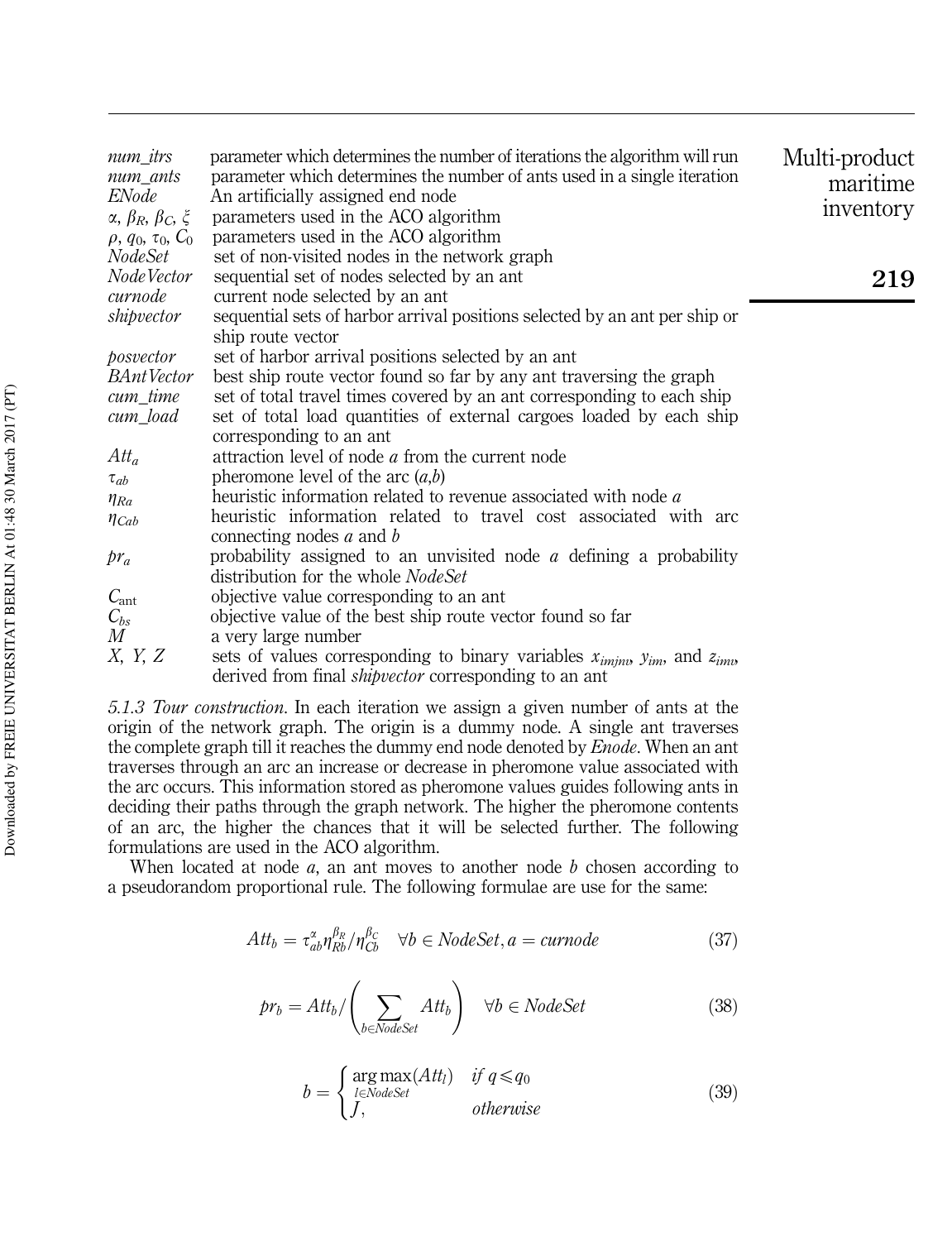| | |
|---|---|
| *num_itrs* | parameter which determines the number of iterations the algorithm will run |
| *num_ants* | parameter which determines the number of ants used in a single iteration |
| *ENode* | An artificially assigned end node |
| $\alpha$, $\beta_R$, $\beta_C$, $\xi$ | parameters used in the ACO algorithm |
| $\rho$, $q_0$, $\tau_0$, $C_0$ | parameters used in the ACO algorithm |
| *NodeSet* | set of non-visited nodes in the network graph |
| *NodeVector* | sequential set of nodes selected by an ant |
| *curnode* | current node selected by an ant |
| *shipvector* | sequential sets of harbor arrival positions selected by an ant per ship or ship route vector |
| *posvector* | set of harbor arrival positions selected by an ant |
| *BAntVector* | best ship route vector found so far by any ant traversing the graph |
| *cum_time* | set of total travel times covered by an ant corresponding to each ship |
| *cum_load* | set of total load quantities of external cargoes loaded by each ship corresponding to an ant |
| $Att_a$ | attraction level of node *a* from the current node |
| $\tau_{ab}$ | pheromone level of the arc (*a*,*b*) |
| $\eta_{Ra}$ | heuristic information related to revenue associated with node *a* |
| $\eta_{Cab}$ | heuristic information related to travel cost associated with arc connecting nodes *a* and *b* |
| $pr_a$ | probability assigned to an unvisited node *a* defining a probability distribution for the whole *NodeSet* |
| $C_{\text{ant}}$ | objective value corresponding to an ant |
| $C_{bs}$ | objective value of the best ship route vector found so far |
| $M$ | a very large number |
| $X$, $Y$, $Z$ | sets of values corresponding to binary variables $x_{imjnv}$, $y_{im}$, and $z_{imv}$, derived from final *shipvector* corresponding to an ant |

*5.1.3 Tour construction.* In each iteration we assign a given number of ants at the origin of the network graph. The origin is a dummy node. A single ant traverses the complete graph till it reaches the dummy end node denoted by *Enode*. When an ant traverses through an arc an increase or decrease in pheromone value associated with the arc occurs. This information stored as pheromone values guides following ants in deciding their paths through the graph network. The higher the pheromone contents of an arc, the higher the chances that it will be selected further. The following formulations are used in the ACO algorithm.

When located at node *a*, an ant moves to another node *b* chosen according to a pseudorandom proportional rule. The following formulae are use for the same:

$$Att_b = \tau_{ab}^{\alpha}\eta_{Rb}^{\beta_R}/\eta_{Cb}^{\beta_C} \quad \forall b \in NodeSet, a = curnode \tag{37}$$

$$pr_b = Att_b/\left(\sum_{b \in NodeSet} Att_b\right) \quad \forall b \in NodeSet \tag{38}$$

$$b = \begin{cases} \underset{l \in NodeSet}{\arg\max}(Att_l) & \text{if } q \leqslant q_0 \\ J, & \text{otherwise} \end{cases} \tag{39}$$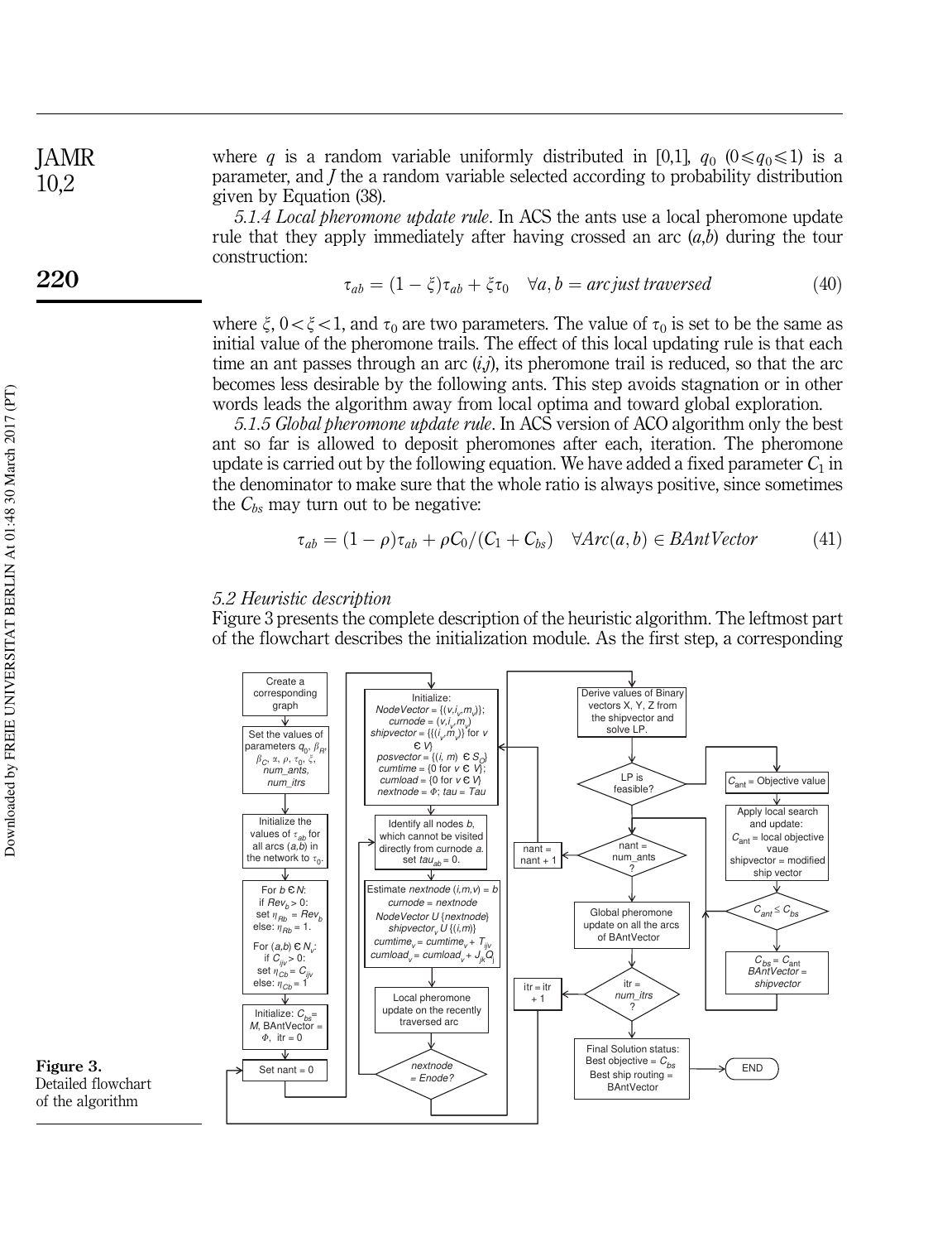where $q$ is a random variable uniformly distributed in [0,1], $q_0$ $(0 \leqslant q_0 \leqslant 1)$ is a parameter, and $J$ the a random variable selected according to probability distribution given by Equation (38).

*5.1.4 Local pheromone update rule*. In ACS the ants use a local pheromone update rule that they apply immediately after having crossed an arc $(a,b)$ during the tour construction:

$$\tau_{ab} = (1-\xi)\tau_{ab} + \xi\tau_0 \quad \forall a, b = \textit{arc just traversed} \tag{40}$$

where $\xi$, $0 < \xi < 1$, and $\tau_0$ are two parameters. The value of $\tau_0$ is set to be the same as initial value of the pheromone trails. The effect of this local updating rule is that each time an ant passes through an arc $(i,j)$, its pheromone trail is reduced, so that the arc becomes less desirable by the following ants. This step avoids stagnation or in other words leads the algorithm away from local optima and toward global exploration.

*5.1.5 Global pheromone update rule*. In ACS version of ACO algorithm only the best ant so far is allowed to deposit pheromones after each, iteration. The pheromone update is carried out by the following equation. We have added a fixed parameter $C_1$ in the denominator to make sure that the whole ratio is always positive, since sometimes the $C_{bs}$ may turn out to be negative:

$$\tau_{ab} = (1-\rho)\tau_{ab} + \rho C_0/(C_1 + C_{bs}) \quad \forall Arc(a,b) \in BAntVector \tag{41}$$

### 5.2 Heuristic description

Figure 3 presents the complete description of the heuristic algorithm. The leftmost part of the flowchart describes the initialization module. As the first step, a corresponding

**Figure 3.** Detailed flowchart of the algorithm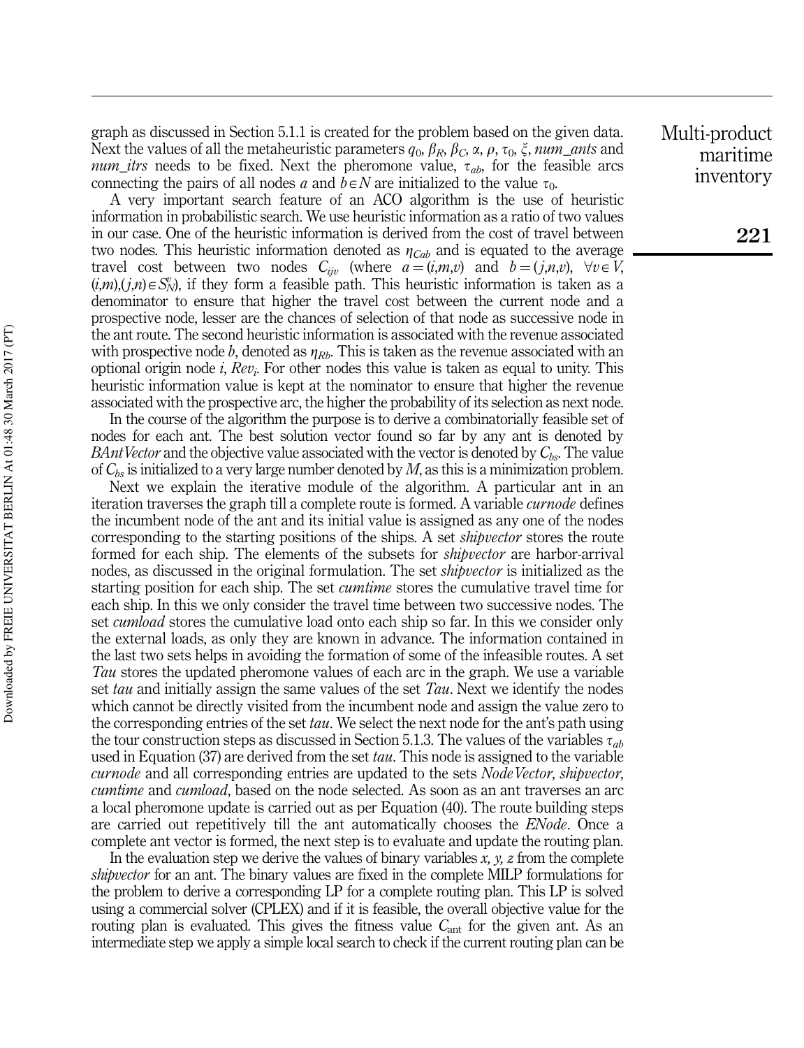graph as discussed in Section 5.1.1 is created for the problem based on the given data. Next the values of all the metaheuristic parameters $q_0$, $\beta_R$, $\beta_C$, $\alpha$, $\rho$, $\tau_0$, $\xi$, *num_ants* and *num_itrs* needs to be fixed. Next the pheromone value, $\tau_{ab}$, for the feasible arcs connecting the pairs of all nodes $a$ and $b \in N$ are initialized to the value $\tau_0$.

A very important search feature of an ACO algorithm is the use of heuristic information in probabilistic search. We use heuristic information as a ratio of two values in our case. One of the heuristic information is derived from the cost of travel between two nodes. This heuristic information denoted as $\eta_{Cab}$ and is equated to the average travel cost between two nodes $C_{ijv}$ (where $a = (i,m,v)$ and $b = (j,n,v)$, $\forall v \in V$, $(i,m),(j,n) \in S_N^v$), if they form a feasible path. This heuristic information is taken as a denominator to ensure that higher the travel cost between the current node and a prospective node, lesser are the chances of selection of that node as successive node in the ant route. The second heuristic information is associated with the revenue associated with prospective node $b$, denoted as $\eta_{Rb}$. This is taken as the revenue associated with an optional origin node $i$, $Rev_i$. For other nodes this value is taken as equal to unity. This heuristic information value is kept at the nominator to ensure that higher the revenue associated with the prospective arc, the higher the probability of its selection as next node.

In the course of the algorithm the purpose is to derive a combinatorially feasible set of nodes for each ant. The best solution vector found so far by any ant is denoted by *BAntVector* and the objective value associated with the vector is denoted by $C_{bs}$. The value of $C_{bs}$ is initialized to a very large number denoted by $M$, as this is a minimization problem.

Next we explain the iterative module of the algorithm. A particular ant in an iteration traverses the graph till a complete route is formed. A variable *curnode* defines the incumbent node of the ant and its initial value is assigned as any one of the nodes corresponding to the starting positions of the ships. A set *shipvector* stores the route formed for each ship. The elements of the subsets for *shipvector* are harbor-arrival nodes, as discussed in the original formulation. The set *shipvector* is initialized as the starting position for each ship. The set *cumtime* stores the cumulative travel time for each ship. In this we only consider the travel time between two successive nodes. The set *cumload* stores the cumulative load onto each ship so far. In this we consider only the external loads, as only they are known in advance. The information contained in the last two sets helps in avoiding the formation of some of the infeasible routes. A set *Tau* stores the updated pheromone values of each arc in the graph. We use a variable set *tau* and initially assign the same values of the set *Tau*. Next we identify the nodes which cannot be directly visited from the incumbent node and assign the value zero to the corresponding entries of the set *tau*. We select the next node for the ant's path using the tour construction steps as discussed in Section 5.1.3. The values of the variables $\tau_{ab}$ used in Equation (37) are derived from the set *tau*. This node is assigned to the variable *curnode* and all corresponding entries are updated to the sets *NodeVector*, *shipvector*, *cumtime* and *cumload*, based on the node selected. As soon as an ant traverses an arc a local pheromone update is carried out as per Equation (40). The route building steps are carried out repetitively till the ant automatically chooses the *ENode*. Once a complete ant vector is formed, the next step is to evaluate and update the routing plan.

In the evaluation step we derive the values of binary variables $x$, $y$, $z$ from the complete *shipvector* for an ant. The binary values are fixed in the complete MILP formulations for the problem to derive a corresponding LP for a complete routing plan. This LP is solved using a commercial solver (CPLEX) and if it is feasible, the overall objective value for the routing plan is evaluated. This gives the fitness value $C_{\text{ant}}$ for the given ant. As an intermediate step we apply a simple local search to check if the current routing plan can be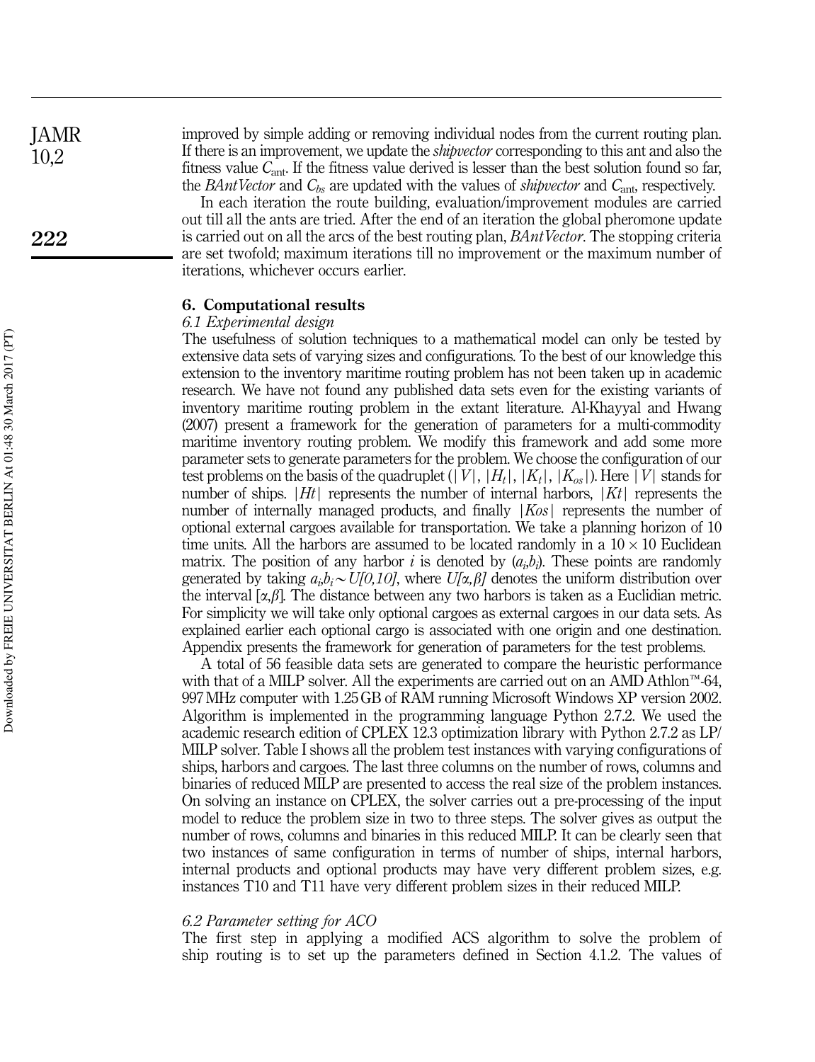improved by simple adding or removing individual nodes from the current routing plan. If there is an improvement, we update the *shipvector* corresponding to this ant and also the fitness value $C_{\text{ant}}$. If the fitness value derived is lesser than the best solution found so far, the *BAntVector* and $C_{bs}$ are updated with the values of *shipvector* and $C_{\text{ant}}$, respectively.

In each iteration the route building, evaluation/improvement modules are carried out till all the ants are tried. After the end of an iteration the global pheromone update is carried out on all the arcs of the best routing plan, *BAntVector*. The stopping criteria are set twofold; maximum iterations till no improvement or the maximum number of iterations, whichever occurs earlier.

## 6. Computational results

### 6.1 Experimental design

The usefulness of solution techniques to a mathematical model can only be tested by extensive data sets of varying sizes and configurations. To the best of our knowledge this extension to the inventory maritime routing problem has not been taken up in academic research. We have not found any published data sets even for the existing variants of inventory maritime routing problem in the extant literature. Al-Khayyal and Hwang (2007) present a framework for the generation of parameters for a multi-commodity maritime inventory routing problem. We modify this framework and add some more parameter sets to generate parameters for the problem. We choose the configuration of our test problems on the basis of the quadruplet ($|V|$, $|H_t|$, $|K_t|$, $|K_{os}|$). Here $|V|$ stands for number of ships. $|Ht|$ represents the number of internal harbors, $|Kt|$ represents the number of internally managed products, and finally $|Kos|$ represents the number of optional external cargoes available for transportation. We take a planning horizon of 10 time units. All the harbors are assumed to be located randomly in a $10 \times 10$ Euclidean matrix. The position of any harbor $i$ is denoted by $(a_i, b_i)$. These points are randomly generated by taking $a_i, b_i \sim U[0,10]$, where $U[\alpha,\beta]$ denotes the uniform distribution over the interval $[\alpha,\beta]$. The distance between any two harbors is taken as a Euclidian metric. For simplicity we will take only optional cargoes as external cargoes in our data sets. As explained earlier each optional cargo is associated with one origin and one destination. Appendix presents the framework for generation of parameters for the test problems.

A total of 56 feasible data sets are generated to compare the heuristic performance with that of a MILP solver. All the experiments are carried out on an AMD Athlon™-64, 997 MHz computer with 1.25 GB of RAM running Microsoft Windows XP version 2002. Algorithm is implemented in the programming language Python 2.7.2. We used the academic research edition of CPLEX 12.3 optimization library with Python 2.7.2 as LP/MILP solver. Table I shows all the problem test instances with varying configurations of ships, harbors and cargoes. The last three columns on the number of rows, columns and binaries of reduced MILP are presented to access the real size of the problem instances. On solving an instance on CPLEX, the solver carries out a pre-processing of the input model to reduce the problem size in two to three steps. The solver gives as output the number of rows, columns and binaries in this reduced MILP. It can be clearly seen that two instances of same configuration in terms of number of ships, internal harbors, internal products and optional products may have very different problem sizes, e.g. instances T10 and T11 have very different problem sizes in their reduced MILP.

### 6.2 Parameter setting for ACO

The first step in applying a modified ACS algorithm to solve the problem of ship routing is to set up the parameters defined in Section 4.1.2. The values of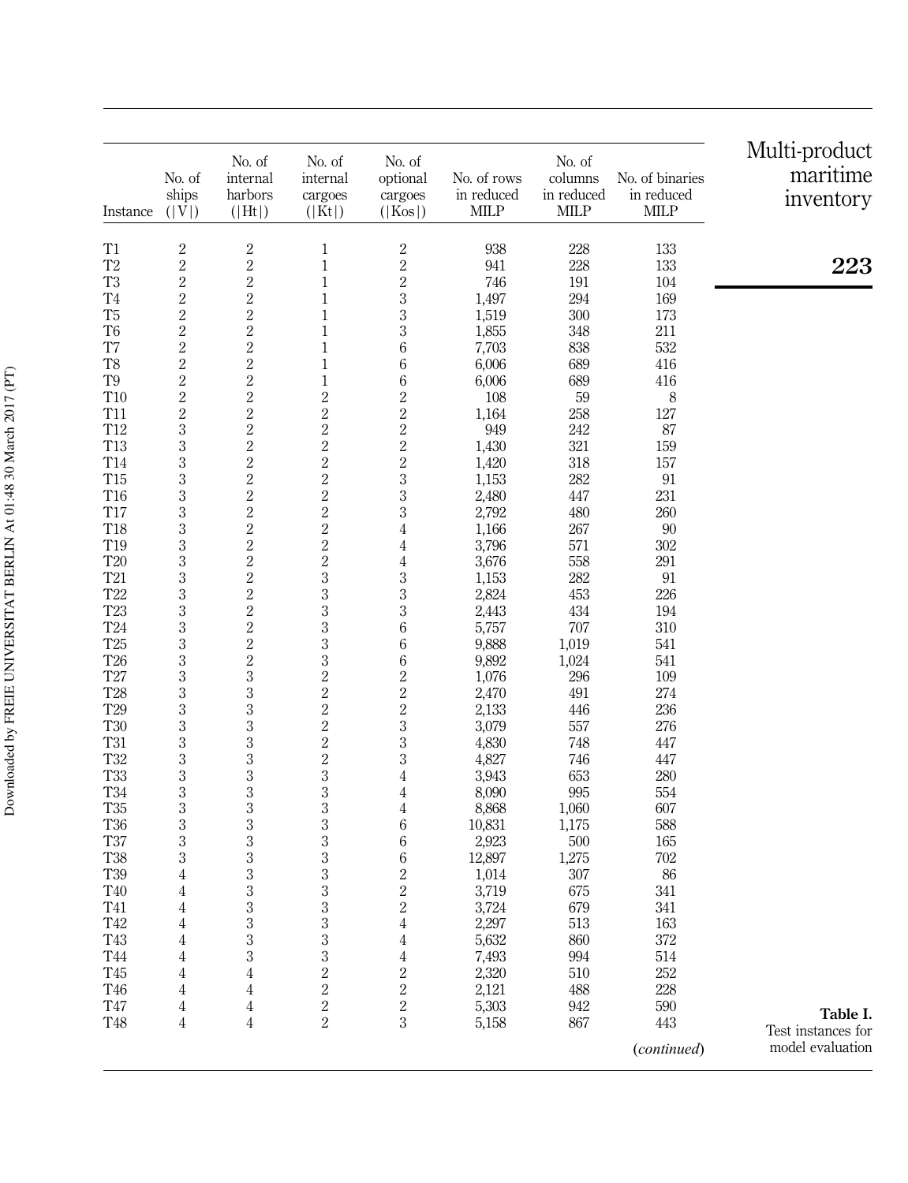| Instance | No. of ships (\|V\|) | No. of internal harbors (\|Ht\|) | No. of internal cargoes (\|Kt\|) | No. of optional cargoes (\|Kos\|) | No. of rows in reduced MILP | No. of columns in reduced MILP | No. of binaries in reduced MILP |
|---|---|---|---|---|---|---|---|
| T1 | 2 | 2 | 1 | 2 | 938 | 228 | 133 |
| T2 | 2 | 2 | 1 | 2 | 941 | 228 | 133 |
| T3 | 2 | 2 | 1 | 2 | 746 | 191 | 104 |
| T4 | 2 | 2 | 1 | 3 | 1,497 | 294 | 169 |
| T5 | 2 | 2 | 1 | 3 | 1,519 | 300 | 173 |
| T6 | 2 | 2 | 1 | 3 | 1,855 | 348 | 211 |
| T7 | 2 | 2 | 1 | 6 | 7,703 | 838 | 532 |
| T8 | 2 | 2 | 1 | 6 | 6,006 | 689 | 416 |
| T9 | 2 | 2 | 1 | 6 | 6,006 | 689 | 416 |
| T10 | 2 | 2 | 2 | 2 | 108 | 59 | 8 |
| T11 | 2 | 2 | 2 | 2 | 1,164 | 258 | 127 |
| T12 | 3 | 2 | 2 | 2 | 949 | 242 | 87 |
| T13 | 3 | 2 | 2 | 2 | 1,430 | 321 | 159 |
| T14 | 3 | 2 | 2 | 2 | 1,420 | 318 | 157 |
| T15 | 3 | 2 | 2 | 3 | 1,153 | 282 | 91 |
| T16 | 3 | 2 | 2 | 3 | 2,480 | 447 | 231 |
| T17 | 3 | 2 | 2 | 3 | 2,792 | 480 | 260 |
| T18 | 3 | 2 | 2 | 4 | 1,166 | 267 | 90 |
| T19 | 3 | 2 | 2 | 4 | 3,796 | 571 | 302 |
| T20 | 3 | 2 | 2 | 4 | 3,676 | 558 | 291 |
| T21 | 3 | 2 | 3 | 3 | 1,153 | 282 | 91 |
| T22 | 3 | 2 | 3 | 3 | 2,824 | 453 | 226 |
| T23 | 3 | 2 | 3 | 3 | 2,443 | 434 | 194 |
| T24 | 3 | 2 | 3 | 6 | 5,757 | 707 | 310 |
| T25 | 3 | 2 | 3 | 6 | 9,888 | 1,019 | 541 |
| T26 | 3 | 2 | 3 | 6 | 9,892 | 1,024 | 541 |
| T27 | 3 | 3 | 2 | 2 | 1,076 | 296 | 109 |
| T28 | 3 | 3 | 2 | 2 | 2,470 | 491 | 274 |
| T29 | 3 | 3 | 2 | 2 | 2,133 | 446 | 236 |
| T30 | 3 | 3 | 2 | 3 | 3,079 | 557 | 276 |
| T31 | 3 | 3 | 2 | 3 | 4,830 | 748 | 447 |
| T32 | 3 | 3 | 2 | 3 | 4,827 | 746 | 447 |
| T33 | 3 | 3 | 3 | 4 | 3,943 | 653 | 280 |
| T34 | 3 | 3 | 3 | 4 | 8,090 | 995 | 554 |
| T35 | 3 | 3 | 3 | 4 | 8,868 | 1,060 | 607 |
| T36 | 3 | 3 | 3 | 6 | 10,831 | 1,175 | 588 |
| T37 | 3 | 3 | 3 | 6 | 2,923 | 500 | 165 |
| T38 | 3 | 3 | 3 | 6 | 12,897 | 1,275 | 702 |
| T39 | 4 | 3 | 3 | 2 | 1,014 | 307 | 86 |
| T40 | 4 | 3 | 3 | 2 | 3,719 | 675 | 341 |
| T41 | 4 | 3 | 3 | 2 | 3,724 | 679 | 341 |
| T42 | 4 | 3 | 3 | 4 | 2,297 | 513 | 163 |
| T43 | 4 | 3 | 3 | 4 | 5,632 | 860 | 372 |
| T44 | 4 | 3 | 3 | 4 | 7,493 | 994 | 514 |
| T45 | 4 | 4 | 2 | 2 | 2,320 | 510 | 252 |
| T46 | 4 | 4 | 2 | 2 | 2,121 | 488 | 228 |
| T47 | 4 | 4 | 2 | 2 | 5,303 | 942 | 590 |
| T48 | 4 | 4 | 2 | 3 | 5,158 | 867 | 443 |

(*continued*)

**Table I.** Test instances for model evaluation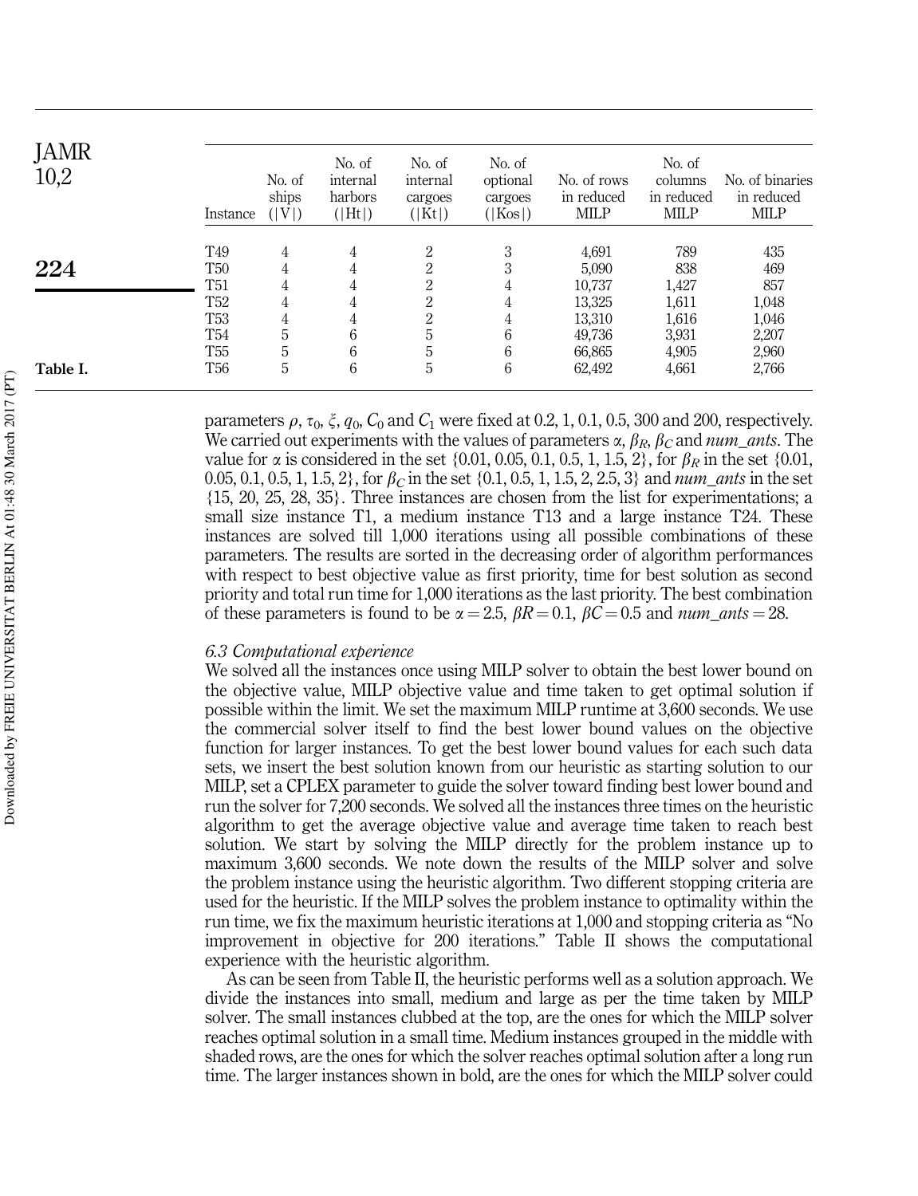| Instance | No. of ships (\|V\|) | No. of internal harbors (\|Ht\|) | No. of internal cargoes (\|Kt\|) | No. of optional cargoes (\|Kos\|) | No. of rows in reduced MILP | No. of columns in reduced MILP | No. of binaries in reduced MILP |
|---|---|---|---|---|---|---|---|
| T49 | 4 | 4 | 2 | 3 | 4,691 | 789 | 435 |
| T50 | 4 | 4 | 2 | 3 | 5,090 | 838 | 469 |
| T51 | 4 | 4 | 2 | 4 | 10,737 | 1,427 | 857 |
| T52 | 4 | 4 | 2 | 4 | 13,325 | 1,611 | 1,048 |
| T53 | 4 | 4 | 2 | 4 | 13,310 | 1,616 | 1,046 |
| T54 | 5 | 6 | 5 | 6 | 49,736 | 3,931 | 2,207 |
| T55 | 5 | 6 | 5 | 6 | 66,865 | 4,905 | 2,960 |
| T56 | 5 | 6 | 5 | 6 | 62,492 | 4,661 | 2,766 |

Table I.

parameters $\rho$, $\tau_0$, $\xi$, $q_0$, $C_0$ and $C_1$ were fixed at 0.2, 1, 0.1, 0.5, 300 and 200, respectively. We carried out experiments with the values of parameters $\alpha$, $\beta_R$, $\beta_C$ and *num_ants*. The value for $\alpha$ is considered in the set {0.01, 0.05, 0.1, 0.5, 1, 1.5, 2}, for $\beta_R$ in the set {0.01, 0.05, 0.1, 0.5, 1, 1.5, 2}, for $\beta_C$ in the set {0.1, 0.5, 1, 1.5, 2, 2.5, 3} and *num_ants* in the set {15, 20, 25, 28, 35}. Three instances are chosen from the list for experimentations; a small size instance T1, a medium instance T13 and a large instance T24. These instances are solved till 1,000 iterations using all possible combinations of these parameters. The results are sorted in the decreasing order of algorithm performances with respect to best objective value as first priority, time for best solution as second priority and total run time for 1,000 iterations as the last priority. The best combination of these parameters is found to be $\alpha = 2.5$, $\beta R = 0.1$, $\beta C = 0.5$ and *num_ants* $= 28$.

### 6.3 Computational experience

We solved all the instances once using MILP solver to obtain the best lower bound on the objective value, MILP objective value and time taken to get optimal solution if possible within the limit. We set the maximum MILP runtime at 3,600 seconds. We use the commercial solver itself to find the best lower bound values on the objective function for larger instances. To get the best lower bound values for each such data sets, we insert the best solution known from our heuristic as starting solution to our MILP, set a CPLEX parameter to guide the solver toward finding best lower bound and run the solver for 7,200 seconds. We solved all the instances three times on the heuristic algorithm to get the average objective value and average time taken to reach best solution. We start by solving the MILP directly for the problem instance up to maximum 3,600 seconds. We note down the results of the MILP solver and solve the problem instance using the heuristic algorithm. Two different stopping criteria are used for the heuristic. If the MILP solves the problem instance to optimality within the run time, we fix the maximum heuristic iterations at 1,000 and stopping criteria as "No improvement in objective for 200 iterations." Table II shows the computational experience with the heuristic algorithm.

As can be seen from Table II, the heuristic performs well as a solution approach. We divide the instances into small, medium and large as per the time taken by MILP solver. The small instances clubbed at the top, are the ones for which the MILP solver reaches optimal solution in a small time. Medium instances grouped in the middle with shaded rows, are the ones for which the solver reaches optimal solution after a long run time. The larger instances shown in bold, are the ones for which the MILP solver could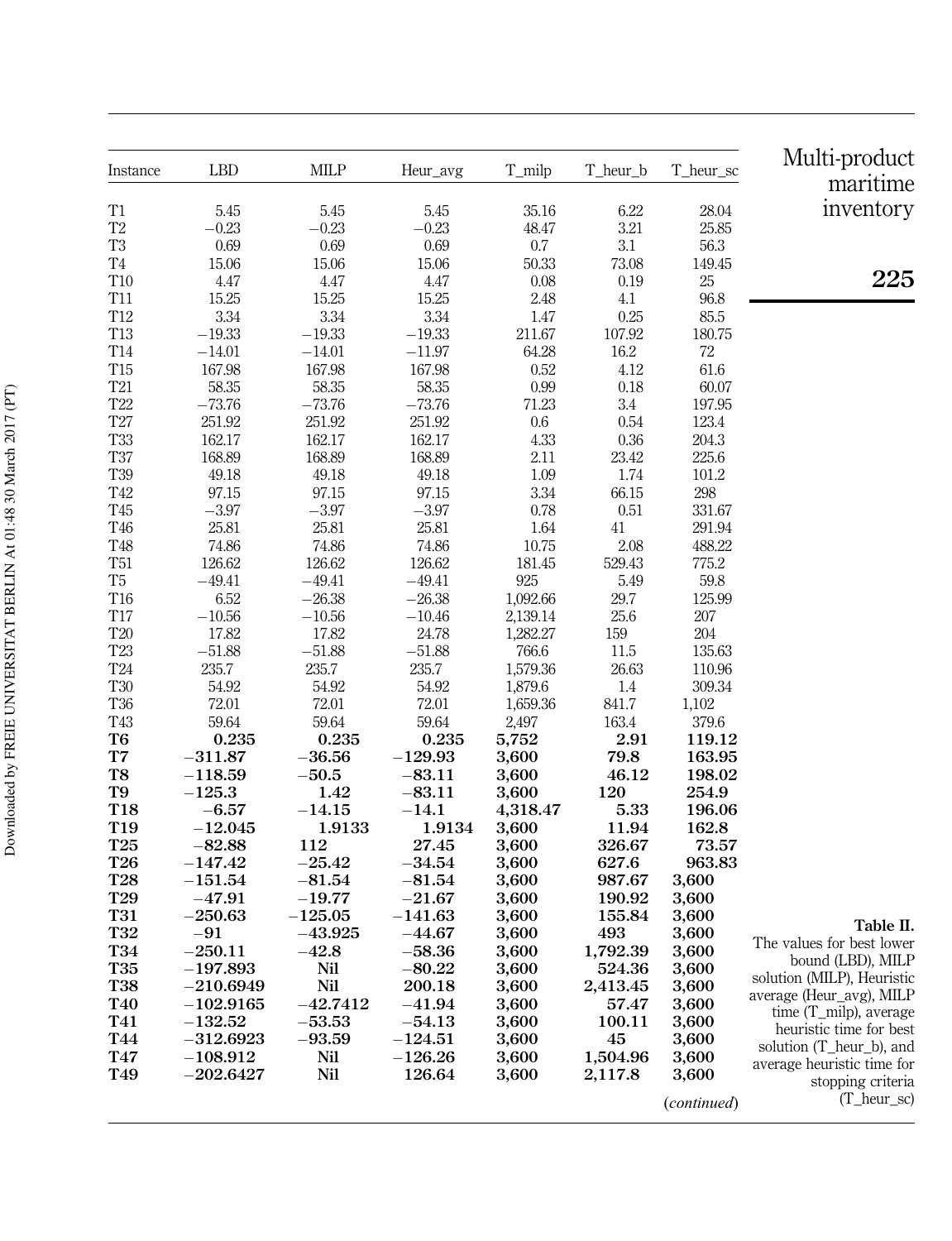| Instance | LBD | MILP | Heur_avg | T_milp | T_heur_b | T_heur_sc |
|---|---|---|---|---|---|---|
| T1 | 5.45 | 5.45 | 5.45 | 35.16 | 6.22 | 28.04 |
| T2 | −0.23 | −0.23 | −0.23 | 48.47 | 3.21 | 25.85 |
| T3 | 0.69 | 0.69 | 0.69 | 0.7 | 3.1 | 56.3 |
| T4 | 15.06 | 15.06 | 15.06 | 50.33 | 73.08 | 149.45 |
| T10 | 4.47 | 4.47 | 4.47 | 0.08 | 0.19 | 25 |
| T11 | 15.25 | 15.25 | 15.25 | 2.48 | 4.1 | 96.8 |
| T12 | 3.34 | 3.34 | 3.34 | 1.47 | 0.25 | 85.5 |
| T13 | −19.33 | −19.33 | −19.33 | 211.67 | 107.92 | 180.75 |
| T14 | −14.01 | −14.01 | −11.97 | 64.28 | 16.2 | 72 |
| T15 | 167.98 | 167.98 | 167.98 | 0.52 | 4.12 | 61.6 |
| T21 | 58.35 | 58.35 | 58.35 | 0.99 | 0.18 | 60.07 |
| T22 | −73.76 | −73.76 | −73.76 | 71.23 | 3.4 | 197.95 |
| T27 | 251.92 | 251.92 | 251.92 | 0.6 | 0.54 | 123.4 |
| T33 | 162.17 | 162.17 | 162.17 | 4.33 | 0.36 | 204.3 |
| T37 | 168.89 | 168.89 | 168.89 | 2.11 | 23.42 | 225.6 |
| T39 | 49.18 | 49.18 | 49.18 | 1.09 | 1.74 | 101.2 |
| T42 | 97.15 | 97.15 | 97.15 | 3.34 | 66.15 | 298 |
| T45 | −3.97 | −3.97 | −3.97 | 0.78 | 0.51 | 331.67 |
| T46 | 25.81 | 25.81 | 25.81 | 1.64 | 41 | 291.94 |
| T48 | 74.86 | 74.86 | 74.86 | 10.75 | 2.08 | 488.22 |
| T51 | 126.62 | 126.62 | 126.62 | 181.45 | 529.43 | 775.2 |
| T5 | −49.41 | −49.41 | −49.41 | 925 | 5.49 | 59.8 |
| T16 | 6.52 | −26.38 | −26.38 | 1,092.66 | 29.7 | 125.99 |
| T17 | −10.56 | −10.56 | −10.46 | 2,139.14 | 25.6 | 207 |
| T20 | 17.82 | 17.82 | 24.78 | 1,282.27 | 159 | 204 |
| T23 | −51.88 | −51.88 | −51.88 | 766.6 | 11.5 | 135.63 |
| T24 | 235.7 | 235.7 | 235.7 | 1,579.36 | 26.63 | 110.96 |
| T30 | 54.92 | 54.92 | 54.92 | 1,879.6 | 1.4 | 309.34 |
| T36 | 72.01 | 72.01 | 72.01 | 1,659.36 | 841.7 | 1,102 |
| T43 | 59.64 | 59.64 | 59.64 | 2,497 | 163.4 | 379.6 |
| **T6** | **0.235** | **0.235** | **0.235** | **5,752** | **2.91** | **119.12** |
| **T7** | **−311.87** | **−36.56** | **−129.93** | **3,600** | **79.8** | **163.95** |
| **T8** | **−118.59** | **−50.5** | **−83.11** | **3,600** | **46.12** | **198.02** |
| **T9** | **−125.3** | **1.42** | **−83.11** | **3,600** | **120** | **254.9** |
| **T18** | **−6.57** | **−14.15** | **−14.1** | **4,318.47** | **5.33** | **196.06** |
| **T19** | **−12.045** | **1.9133** | **1.9134** | **3,600** | **11.94** | **162.8** |
| **T25** | **−82.88** | **112** | **27.45** | **3,600** | **326.67** | **73.57** |
| **T26** | **−147.42** | **−25.42** | **−34.54** | **3,600** | **627.6** | **963.83** |
| **T28** | **−151.54** | **−81.54** | **−81.54** | **3,600** | **987.67** | **3,600** |
| **T29** | **−47.91** | **−19.77** | **−21.67** | **3,600** | **190.92** | **3,600** |
| **T31** | **−250.63** | **−125.05** | **−141.63** | **3,600** | **155.84** | **3,600** |
| **T32** | **−91** | **−43.925** | **−44.67** | **3,600** | **493** | **3,600** |
| **T34** | **−250.11** | **−42.8** | **−58.36** | **3,600** | **1,792.39** | **3,600** |
| **T35** | **−197.893** | **Nil** | **−80.22** | **3,600** | **524.36** | **3,600** |
| **T38** | **−210.6949** | **Nil** | **200.18** | **3,600** | **2,413.45** | **3,600** |
| **T40** | **−102.9165** | **−42.7412** | **−41.94** | **3,600** | **57.47** | **3,600** |
| **T41** | **−132.52** | **−53.53** | **−54.13** | **3,600** | **100.11** | **3,600** |
| **T44** | **−312.6923** | **−93.59** | **−124.51** | **3,600** | **45** | **3,600** |
| **T47** | **−108.912** | **Nil** | **−126.26** | **3,600** | **1,504.96** | **3,600** |
| **T49** | **−202.6427** | **Nil** | **126.64** | **3,600** | **2,117.8** | **3,600** |

(*continued*)

**Table II.** The values for best lower bound (LBD), MILP solution (MILP), Heuristic average (Heur_avg), MILP time (T_milp), average heuristic time for best solution (T_heur_b), and average heuristic time for stopping criteria (T_heur_sc)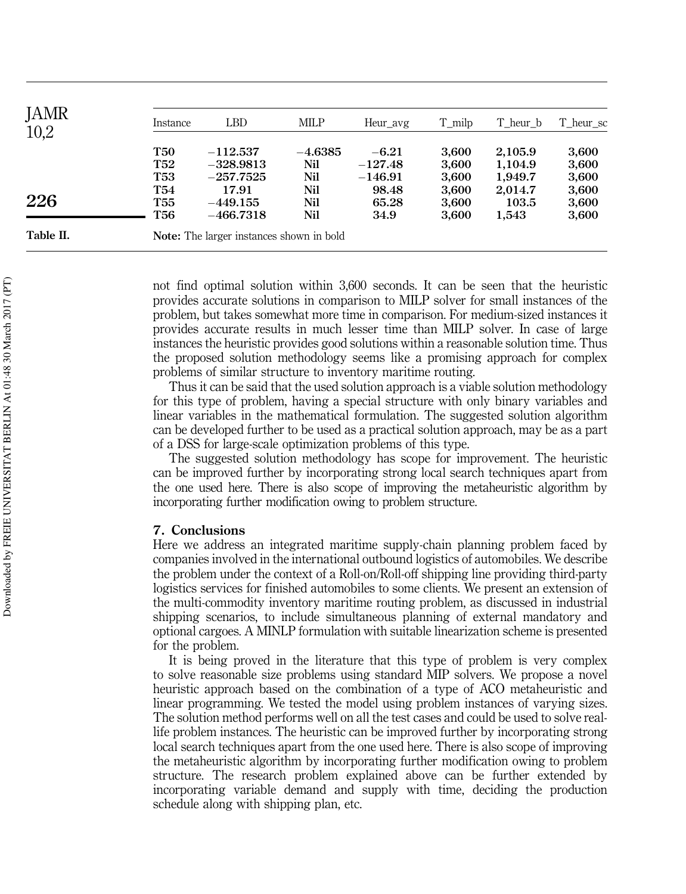| Instance | LBD | MILP | Heur_avg | T_milp | T_heur_b | T_heur_sc |
|---|---|---|---|---|---|---|
| **T50** | **−112.537** | **−4.6385** | **−6.21** | **3,600** | **2,105.9** | **3,600** |
| **T52** | **−328.9813** | **Nil** | **−127.48** | **3,600** | **1,104.9** | **3,600** |
| **T53** | **−257.7525** | **Nil** | **−146.91** | **3,600** | **1,949.7** | **3,600** |
| **T54** | **17.91** | **Nil** | **98.48** | **3,600** | **2,014.7** | **3,600** |
| **T55** | **−449.155** | **Nil** | **65.28** | **3,600** | **103.5** | **3,600** |
| **T56** | **−466.7318** | **Nil** | **34.9** | **3,600** | **1,543** | **3,600** |

**Note:** The larger instances shown in bold

Table II.

not find optimal solution within 3,600 seconds. It can be seen that the heuristic provides accurate solutions in comparison to MILP solver for small instances of the problem, but takes somewhat more time in comparison. For medium-sized instances it provides accurate results in much lesser time than MILP solver. In case of large instances the heuristic provides good solutions within a reasonable solution time. Thus the proposed solution methodology seems like a promising approach for complex problems of similar structure to inventory maritime routing.

Thus it can be said that the used solution approach is a viable solution methodology for this type of problem, having a special structure with only binary variables and linear variables in the mathematical formulation. The suggested solution algorithm can be developed further to be used as a practical solution approach, may be as a part of a DSS for large-scale optimization problems of this type.

The suggested solution methodology has scope for improvement. The heuristic can be improved further by incorporating strong local search techniques apart from the one used here. There is also scope of improving the metaheuristic algorithm by incorporating further modification owing to problem structure.

## 7. Conclusions

Here we address an integrated maritime supply-chain planning problem faced by companies involved in the international outbound logistics of automobiles. We describe the problem under the context of a Roll-on/Roll-off shipping line providing third-party logistics services for finished automobiles to some clients. We present an extension of the multi-commodity inventory maritime routing problem, as discussed in industrial shipping scenarios, to include simultaneous planning of external mandatory and optional cargoes. A MINLP formulation with suitable linearization scheme is presented for the problem.

It is being proved in the literature that this type of problem is very complex to solve reasonable size problems using standard MIP solvers. We propose a novel heuristic approach based on the combination of a type of ACO metaheuristic and linear programming. We tested the model using problem instances of varying sizes. The solution method performs well on all the test cases and could be used to solve real-life problem instances. The heuristic can be improved further by incorporating strong local search techniques apart from the one used here. There is also scope of improving the metaheuristic algorithm by incorporating further modification owing to problem structure. The research problem explained above can be further extended by incorporating variable demand and supply with time, deciding the production schedule along with shipping plan, etc.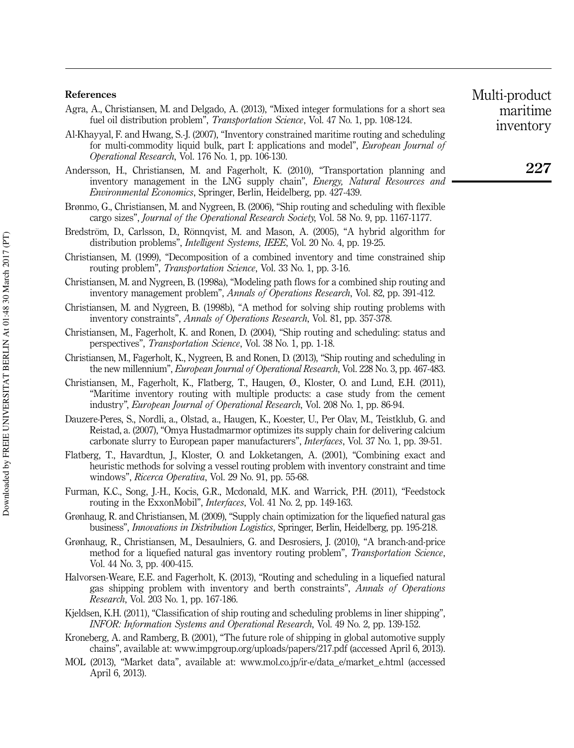## References

Agra, A., Christiansen, M. and Delgado, A. (2013), "Mixed integer formulations for a short sea fuel oil distribution problem", *Transportation Science*, Vol. 47 No. 1, pp. 108-124.

Al-Khayyal, F. and Hwang, S.-J. (2007), "Inventory constrained maritime routing and scheduling for multi-commodity liquid bulk, part I: applications and model", *European Journal of Operational Research*, Vol. 176 No. 1, pp. 106-130.

Andersson, H., Christiansen, M. and Fagerholt, K. (2010), "Transportation planning and inventory management in the LNG supply chain", *Energy, Natural Resources and Environmental Economics*, Springer, Berlin, Heidelberg, pp. 427-439.

Brønmo, G., Christiansen, M. and Nygreen, B. (2006), "Ship routing and scheduling with flexible cargo sizes", *Journal of the Operational Research Society*, Vol. 58 No. 9, pp. 1167-1177.

Bredström, D., Carlsson, D., Rönnqvist, M. and Mason, A. (2005), "A hybrid algorithm for distribution problems", *Intelligent Systems, IEEE*, Vol. 20 No. 4, pp. 19-25.

Christiansen, M. (1999), "Decomposition of a combined inventory and time constrained ship routing problem", *Transportation Science*, Vol. 33 No. 1, pp. 3-16.

Christiansen, M. and Nygreen, B. (1998a), "Modeling path flows for a combined ship routing and inventory management problem", *Annals of Operations Research*, Vol. 82, pp. 391-412.

Christiansen, M. and Nygreen, B. (1998b), "A method for solving ship routing problems with inventory constraints", *Annals of Operations Research*, Vol. 81, pp. 357-378.

Christiansen, M., Fagerholt, K. and Ronen, D. (2004), "Ship routing and scheduling: status and perspectives", *Transportation Science*, Vol. 38 No. 1, pp. 1-18.

Christiansen, M., Fagerholt, K., Nygreen, B. and Ronen, D. (2013), "Ship routing and scheduling in the new millennium", *European Journal of Operational Research*, Vol. 228 No. 3, pp. 467-483.

Christiansen, M., Fagerholt, K., Flatberg, T., Haugen, Ø., Kloster, O. and Lund, E.H. (2011), "Maritime inventory routing with multiple products: a case study from the cement industry", *European Journal of Operational Research*, Vol. 208 No. 1, pp. 86-94.

Dauzere-Peres, S., Nordli, a., Olstad, a., Haugen, K., Koester, U., Per Olav, M., Teistklub, G. and Reistad, a. (2007), "Omya Hustadmarmor optimizes its supply chain for delivering calcium carbonate slurry to European paper manufacturers", *Interfaces*, Vol. 37 No. 1, pp. 39-51.

Flatberg, T., Havardtun, J., Kloster, O. and Lokketangen, A. (2001), "Combining exact and heuristic methods for solving a vessel routing problem with inventory constraint and time windows", *Ricerca Operativa*, Vol. 29 No. 91, pp. 55-68.

Furman, K.C., Song, J.-H., Kocis, G.R., Mcdonald, M.K. and Warrick, P.H. (2011), "Feedstock routing in the ExxonMobil", *Interfaces*, Vol. 41 No. 2, pp. 149-163.

Grønhaug, R. and Christiansen, M. (2009), "Supply chain optimization for the liquefied natural gas business", *Innovations in Distribution Logistics*, Springer, Berlin, Heidelberg, pp. 195-218.

Grønhaug, R., Christiansen, M., Desaulniers, G. and Desrosiers, J. (2010), "A branch-and-price method for a liquefied natural gas inventory routing problem", *Transportation Science*, Vol. 44 No. 3, pp. 400-415.

Halvorsen-Weare, E.E. and Fagerholt, K. (2013), "Routing and scheduling in a liquefied natural gas shipping problem with inventory and berth constraints", *Annals of Operations Research*, Vol. 203 No. 1, pp. 167-186.

Kjeldsen, K.H. (2011), "Classification of ship routing and scheduling problems in liner shipping", *INFOR: Information Systems and Operational Research*, Vol. 49 No. 2, pp. 139-152.

Kroneberg, A. and Ramberg, B. (2001), "The future role of shipping in global automotive supply chains", available at: www.impgroup.org/uploads/papers/217.pdf (accessed April 6, 2013).

MOL (2013), "Market data", available at: www.mol.co.jp/ir-e/data_e/market_e.html (accessed April 6, 2013).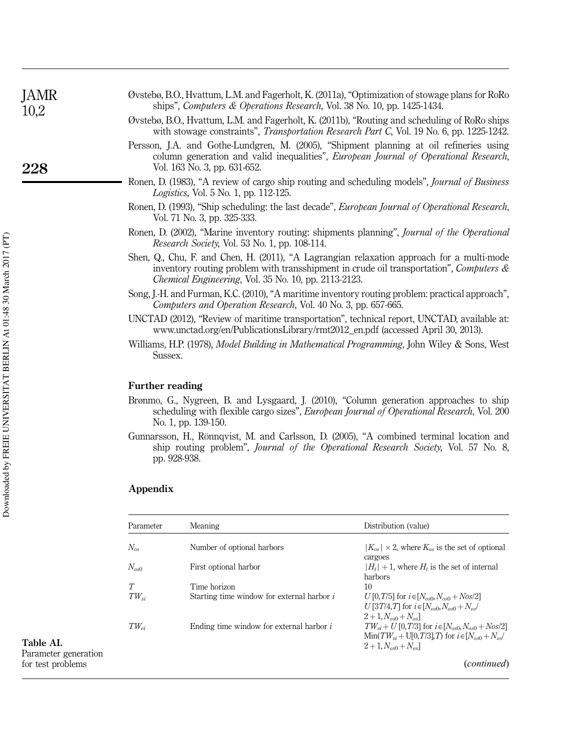Øvstebø, B.O., Hvattum, L.M. and Fagerholt, K. (2011a), "Optimization of stowage plans for RoRo ships", *Computers & Operations Research*, Vol. 38 No. 10, pp. 1425-1434.

Øvstebø, B.O., Hvattum, L.M. and Fagerholt, K. (2011b), "Routing and scheduling of RoRo ships with stowage constraints", *Transportation Research Part C*, Vol. 19 No. 6, pp. 1225-1242.

Persson, J.A. and Gothe-Lundgren, M. (2005), "Shipment planning at oil refineries using column generation and valid inequalities", *European Journal of Operational Research*, Vol. 163 No. 3, pp. 631-652.

Ronen, D. (1983), "A review of cargo ship routing and scheduling models", *Journal of Business Logistics*, Vol. 5 No. 1, pp. 112-125.

Ronen, D. (1993), "Ship scheduling: the last decade", *European Journal of Operational Research*, Vol. 71 No. 3, pp. 325-333.

Ronen, D. (2002), "Marine inventory routing: shipments planning", *Journal of the Operational Research Society*, Vol. 53 No. 1, pp. 108-114.

Shen, Q., Chu, F. and Chen, H. (2011), "A Lagrangian relaxation approach for a multi-mode inventory routing problem with transshipment in crude oil transportation", *Computers & Chemical Engineering*, Vol. 35 No. 10, pp. 2113-2123.

Song, J.-H. and Furman, K.C. (2010), "A maritime inventory routing problem: practical approach", *Computers and Operation Research*, Vol. 40 No. 3, pp. 657-665.

UNCTAD (2012), "Review of maritime transportation", technical report, UNCTAD, available at: www.unctad.org/en/PublicationsLibrary/rmt2012_en.pdf (accessed April 30, 2013).

Williams, H.P. (1978), *Model Building in Mathematical Programming*, John Wiley & Sons, West Sussex.

## Further reading

Brønmo, G., Nygreen, B. and Lysgaard, J. (2010), "Column generation approaches to ship scheduling with flexible cargo sizes", *European Journal of Operational Research*, Vol. 200 No. 1, pp. 139-150.

Gunnarsson, H., Rönnqvist, M. and Carlsson, D. (2005), "A combined terminal location and ship routing problem", *Journal of the Operational Research Society*, Vol. 57 No. 8, pp. 928-938.

## Appendix

**Table AI.** Parameter generation for test problems

| Parameter | Meaning | Distribution (value) |
|---|---|---|
| $N_{os}$ | Number of optional harbors | $\lvert K_{os} \rvert \times 2$, where $K_{os}$ is the set of optional cargoes |
| $N_{os0}$ | First optional harbor | $\lvert H_t \rvert + 1$, where $H_t$ is the set of internal harbors |
| $T$ | Time horizon | 10 |
| $TW_{si}$ | Starting time window for external harbor $i$ | $U\,[0,T/5]$ for $i \in [N_{os0}, N_{os0}+Nos/2]$ $U\,[3T/4,T]$ for $i \in [N_{os0}, N_{os0}+N_{os}/2+1, N_{os0}+N_{os}]$ |
| $TW_{ei}$ | Ending time window for external harbor $i$ | $TW_{si}+U\,[0,T/3]$ for $i \in [N_{os0}, N_{os0}+Nos/2]$ $\text{Min}(TW_{si}+\text{U}[0,T/3],T)$ for $i \in [N_{os0}+N_{os}/2+1, N_{os0}+N_{os}]$ |

(*continued*)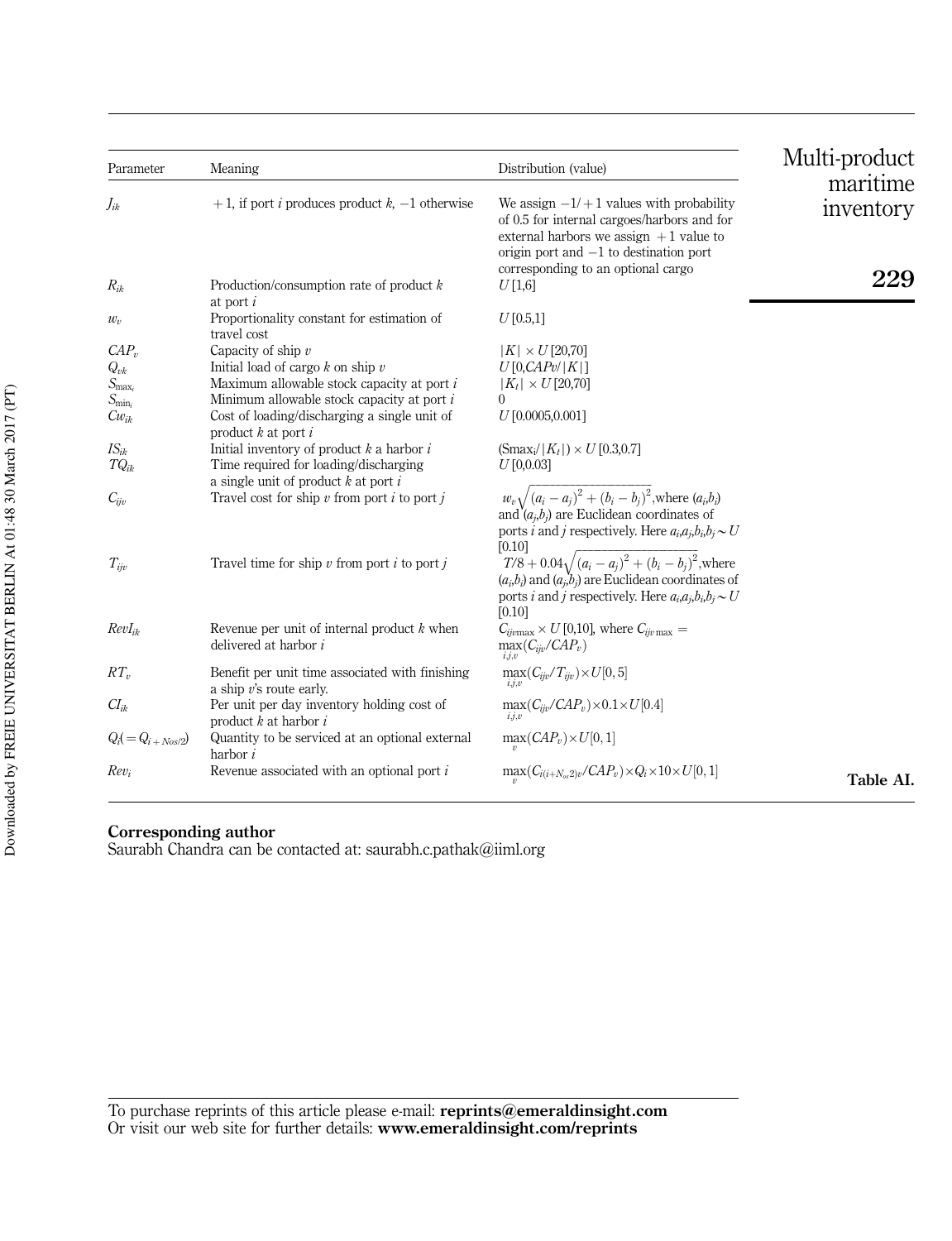| Parameter | Meaning | Distribution (value) |
|---|---|---|
| $J_{ik}$ | $+1$, if port $i$ produces product $k$, $-1$ otherwise | We assign $-1/+1$ values with probability of 0.5 for internal cargoes/harbors and for external harbors we assign $+1$ value to origin port and $-1$ to destination port corresponding to an optional cargo |
| $R_{ik}$ | Production/consumption rate of product $k$ at port $i$ | $U\,[1,6]$ |
| $w_v$ | Proportionality constant for estimation of travel cost | $U\,[0.5,1]$ |
| $CAP_v$ | Capacity of ship $v$ | $\lvert K\rvert \times U\,[20,70]$ |
| $Q_{vk}$ | Initial load of cargo $k$ on ship $v$ | $U\,[0, CAPv/\lvert K\rvert]$ |
| $S_{\max_i}$ | Maximum allowable stock capacity at port $i$ | $\lvert K_t\rvert \times U\,[20,70]$ |
| $S_{\min_i}$ | Minimum allowable stock capacity at port $i$ | 0 |
| $Cw_{ik}$ | Cost of loading/discharging a single unit of product $k$ at port $i$ | $U\,[0.0005, 0.001]$ |
| $IS_{ik}$ | Initial inventory of product $k$ a harbor $i$ | $(\mathrm{Smax}_i/\lvert K_t\rvert) \times U\,[0.3,0.7]$ |
| $TQ_{ik}$ | Time required for loading/discharging a single unit of product $k$ at port $i$ | $U\,[0,0.03]$ |
| $C_{ijv}$ | Travel cost for ship $v$ from port $i$ to port $j$ | $w_v\sqrt{(a_i-a_j)^2+(b_i-b_j)^2}$, where $(a_i,b_i)$ and $(a_j,b_j)$ are Euclidean coordinates of ports $i$ and $j$ respectively. Here $a_i,a_j,b_i,b_j \sim U\,[0.10]$ |
| $T_{ijv}$ | Travel time for ship $v$ from port $i$ to port $j$ | $T/8+0.04\sqrt{(a_i-a_j)^2+(b_i-b_j)^2}$, where $(a_i,b_i)$ and $(a_j,b_j)$ are Euclidean coordinates of ports $i$ and $j$ respectively. Here $a_i,a_j,b_i,b_j \sim U\,[0.10]$ |
| $RevI_{ik}$ | Revenue per unit of internal product $k$ when delivered at harbor $i$ | $C_{ijv\max} \times U\,[0,10]$, where $C_{ijv\max} = \max\limits_{i,j,v}(C_{ijv}/CAP_v)$ |
| $RT_v$ | Benefit per unit time associated with finishing a ship $v$'s route early. | $\max\limits_{i,j,v}(C_{ijv}/T_{ijv})\times U[0,5]$ |
| $CI_{ik}$ | Per unit per day inventory holding cost of product $k$ at harbor $i$ | $\max\limits_{i,j,v}(C_{ijv}/CAP_v)\times 0.1\times U[0.4]$ |
| $Q_i(=Q_{i+Nos/2})$ | Quantity to be serviced at an optional external harbor $i$ | $\max\limits_{v}(CAP_v)\times U[0,1]$ |
| $Rev_i$ | Revenue associated with an optional port $i$ | $\max\limits_{v}(C_{i(i+N_{os}2)v}/CAP_v)\times Q_i\times 10\times U[0,1]$ |

**Table AI.**

**Corresponding author**
Saurabh Chandra can be contacted at: saurabh.c.pathak@iiml.org

To purchase reprints of this article please e-mail: **reprints@emeraldinsight.com**
Or visit our web site for further details: **www.emeraldinsight.com/reprints**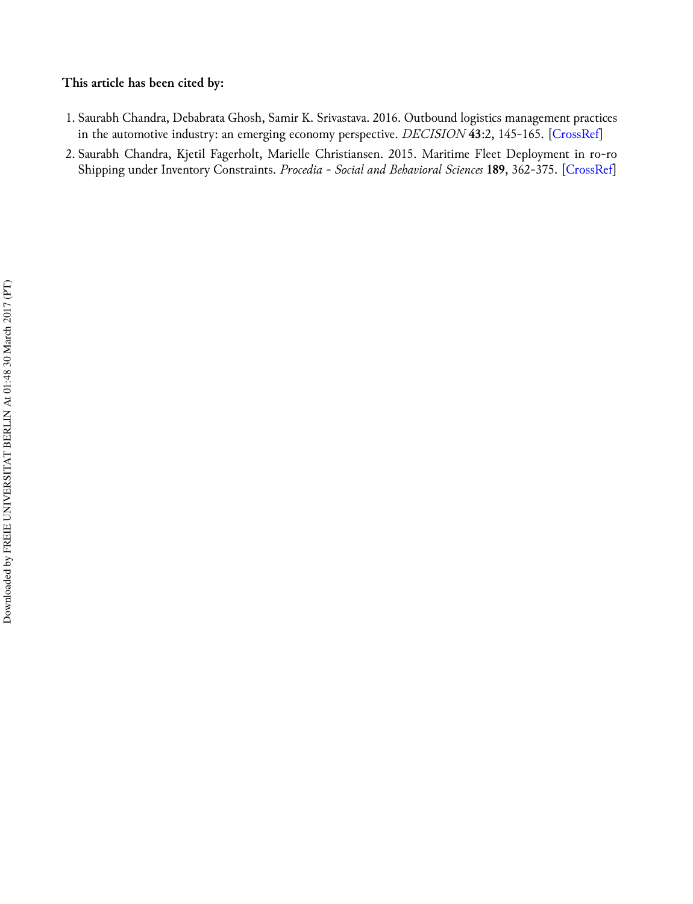**This article has been cited by:**

1. Saurabh Chandra, Debabrata Ghosh, Samir K. Srivastava. 2016. Outbound logistics management practices in the automotive industry: an emerging economy perspective. *DECISION* **43**:2, 145-165. [CrossRef]
2. Saurabh Chandra, Kjetil Fagerholt, Marielle Christiansen. 2015. Maritime Fleet Deployment in ro-ro Shipping under Inventory Constraints. *Procedia - Social and Behavioral Sciences* **189**, 362-375. [CrossRef]